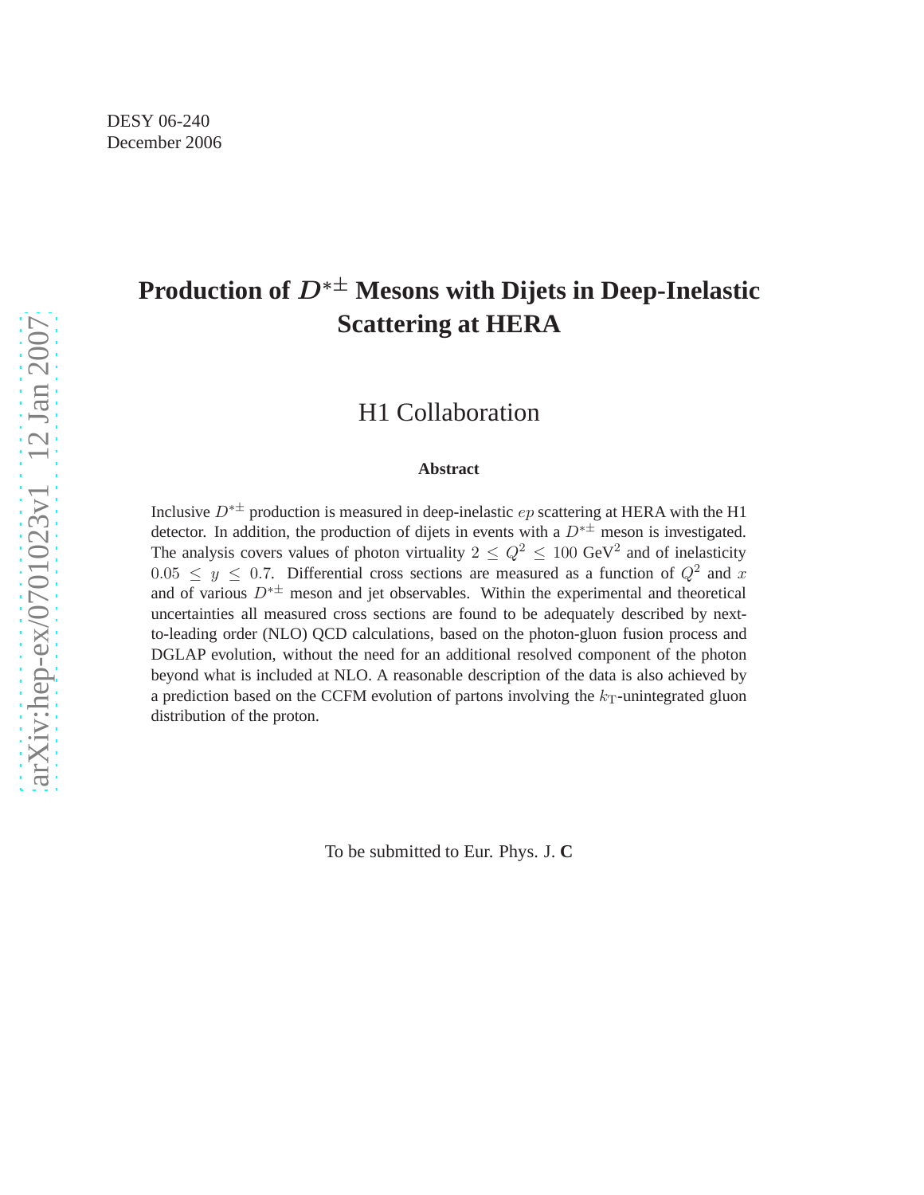DESY 06-240
December 2006

# Production of $D^{*\pm}$ Mesons with Dijets in Deep-Inelastic Scattering at HERA

H1 Collaboration

### Abstract

Inclusive $D^{*\pm}$ production is measured in deep-inelastic $ep$ scattering at HERA with the H1 detector. In addition, the production of dijets in events with a $D^{*\pm}$ meson is investigated. The analysis covers values of photon virtuality $2 \leq Q^2 \leq 100$ GeV$^2$ and of inelasticity $0.05 \leq y \leq 0.7$. Differential cross sections are measured as a function of $Q^2$ and $x$ and of various $D^{*\pm}$ meson and jet observables. Within the experimental and theoretical uncertainties all measured cross sections are found to be adequately described by next-to-leading order (NLO) QCD calculations, based on the photon-gluon fusion process and DGLAP evolution, without the need for an additional resolved component of the photon beyond what is included at NLO. A reasonable description of the data is also achieved by a prediction based on the CCFM evolution of partons involving the $k_T$-unintegrated gluon distribution of the proton.

To be submitted to Eur. Phys. J. **C**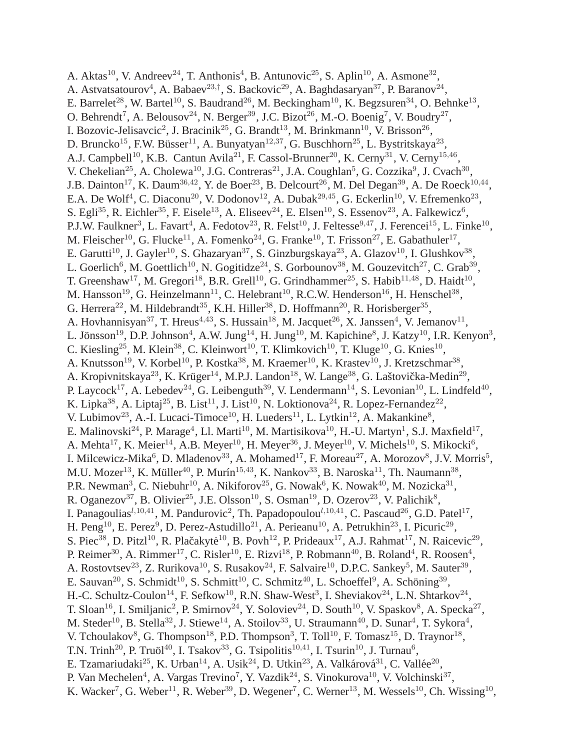A. Aktas[10], V. Andreev[24], T. Anthonis[4], B. Antunovic[25], S. Aplin[10], A. Asmone[32],
A. Astvatsatourov[4], A. Babaev[23,†], S. Backovic[29], A. Baghdasaryan[37], P. Baranov[24],
E. Barrelet[28], W. Bartel[10], S. Baudrand[26], M. Beckingham[10], K. Begzsuren[34], O. Behnke[13],
O. Behrendt[7], A. Belousov[24], N. Berger[39], J.C. Bizot[26], M.-O. Boenig[7], V. Boudry[27],
I. Bozovic-Jelisavcic[2], J. Bracinik[25], G. Brandt[13], M. Brinkmann[10], V. Brisson[26],
D. Bruncko[15], F.W. Büsser[11], A. Bunyatyan[12,37], G. Buschhorn[25], L. Bystritskaya[23],
A.J. Campbell[10], K.B. Cantun Avila[21], F. Cassol-Brunner[20], K. Cerny[31], V. Cerny[15,46],
V. Chekelian[25], A. Cholewa[10], J.G. Contreras[21], J.A. Coughlan[5], G. Cozzika[9], J. Cvach[30],
J.B. Dainton[17], K. Daum[36,42], Y. de Boer[23], B. Delcourt[26], M. Del Degan[39], A. De Roeck[10,44],
E.A. De Wolf[4], C. Diaconu[20], V. Dodonov[12], A. Dubak[29,45], G. Eckerlin[10], V. Efremenko[23],
S. Egli[35], R. Eichler[35], F. Eisele[13], A. Eliseev[24], E. Elsen[10], S. Essenov[23], A. Falkewicz[6],
P.J.W. Faulkner[3], L. Favart[4], A. Fedotov[23], R. Felst[10], J. Feltesse[9,47], J. Ferencei[15], L. Finke[10],
M. Fleischer[10], G. Flucke[11], A. Fomenko[24], G. Franke[10], T. Frisson[27], E. Gabathuler[17],
E. Garutti[10], J. Gayler[10], S. Ghazaryan[37], S. Ginzburgskaya[23], A. Glazov[10], I. Glushkov[38],
L. Goerlich[6], M. Goettlich[10], N. Gogitidze[24], S. Gorbounov[38], M. Gouzevitch[27], C. Grab[39],
T. Greenshaw[17], M. Gregori[18], B.R. Grell[10], G. Grindhammer[25], S. Habib[11,48], D. Haidt[10],
M. Hansson[19], G. Heinzelmann[11], C. Helebrant[10], R.C.W. Henderson[16], H. Henschel[38],
G. Herrera[22], M. Hildebrandt[35], K.H. Hiller[38], D. Hoffmann[20], R. Horisberger[35],
A. Hovhannisyan[37], T. Hreus[4,43], S. Hussain[18], M. Jacquet[26], X. Janssen[4], V. Jemanov[11],
L. Jönsson[19], D.P. Johnson[4], A.W. Jung[14], H. Jung[10], M. Kapichine[8], J. Katzy[10], I.R. Kenyon[3],
C. Kiesling[25], M. Klein[38], C. Kleinwort[10], T. Klimkovich[10], T. Kluge[10], G. Knies[10],
A. Knutsson[19], V. Korbel[10], P. Kostka[38], M. Kraemer[10], K. Krastev[10], J. Kretzschmar[38],
A. Kropivnitskaya[23], K. Krüger[14], M.P.J. Landon[18], W. Lange[38], G. Laštovička-Medin[29],
P. Laycock[17], A. Lebedev[24], G. Leibenguth[39], V. Lendermann[14], S. Levonian[10], L. Lindfeld[40],
K. Lipka[38], A. Liptaj[25], B. List[11], J. List[10], N. Loktionova[24], R. Lopez-Fernandez[22],
V. Lubimov[23], A.-I. Lucaci-Timoce[10], H. Lueders[11], L. Lytkin[12], A. Makankine[8],
E. Malinovski[24], P. Marage[4], Ll. Marti[10], M. Martisikova[10], H.-U. Martyn[1], S.J. Maxfield[17],
A. Mehta[17], K. Meier[14], A.B. Meyer[10], H. Meyer[36], J. Meyer[10], V. Michels[10], S. Mikocki[6],
I. Milcewicz-Mika[6], D. Mladenov[33], A. Mohamed[17], F. Moreau[27], A. Morozov[8], J.V. Morris[5],
M.U. Mozer[13], K. Müller[40], P. Murín[15,43], K. Nankov[33], B. Naroska[11], Th. Naumann[38],
P.R. Newman[3], C. Niebuhr[10], A. Nikiforov[25], G. Nowak[6], K. Nowak[40], M. Nozicka[31],
R. Oganezov[37], B. Olivier[25], J.E. Olsson[10], S. Osman[19], D. Ozerov[23], V. Palichik[8],
I. Panagoulias[l,10,41], M. Pandurovic[2], Th. Papadopoulou[l,10,41], C. Pascaud[26], G.D. Patel[17],
H. Peng[10], E. Perez[9], D. Perez-Astudillo[21], A. Perieanu[10], A. Petrukhin[23], I. Picuric[29],
S. Piec[38], D. Pitzl[10], R. Plačakytė[10], B. Povh[12], P. Prideaux[17], A.J. Rahmat[17], N. Raicevic[29],
P. Reimer[30], A. Rimmer[17], C. Risler[10], E. Rizvi[18], P. Robmann[40], B. Roland[4], R. Roosen[4],
A. Rostovtsev[23], Z. Rurikova[10], S. Rusakov[24], F. Salvaire[10], D.P.C. Sankey[5], M. Sauter[39],
E. Sauvan[20], S. Schmidt[10], S. Schmitt[10], C. Schmitz[40], L. Schoeffel[9], A. Schöning[39],
H.-C. Schultz-Coulon[14], F. Sefkow[10], R.N. Shaw-West[3], I. Sheviakov[24], L.N. Shtarkov[24],
T. Sloan[16], I. Smiljanic[2], P. Smirnov[24], Y. Soloviev[24], D. South[10], V. Spaskov[8], A. Specka[27],
M. Steder[10], B. Stella[32], J. Stiewe[14], A. Stoilov[33], U. Straumann[40], D. Sunar[4], T. Sykora[4],
V. Tchoulakov[8], G. Thompson[18], P.D. Thompson[3], T. Toll[10], F. Tomasz[15], D. Traynor[18],
T.N. Trinh[20], P. Truöl[40], I. Tsakov[33], G. Tsipolitis[10,41], I. Tsurin[10], J. Turnau[6],
E. Tzamariudaki[25], K. Urban[14], A. Usik[24], D. Utkin[23], A. Valkárová[31], C. Vallée[20],
P. Van Mechelen[4], A. Vargas Trevino[7], Y. Vazdik[24], S. Vinokurova[10], V. Volchinski[37],
K. Wacker[7], G. Weber[11], R. Weber[39], D. Wegener[7], C. Werner[13], M. Wessels[10], Ch. Wissing[10],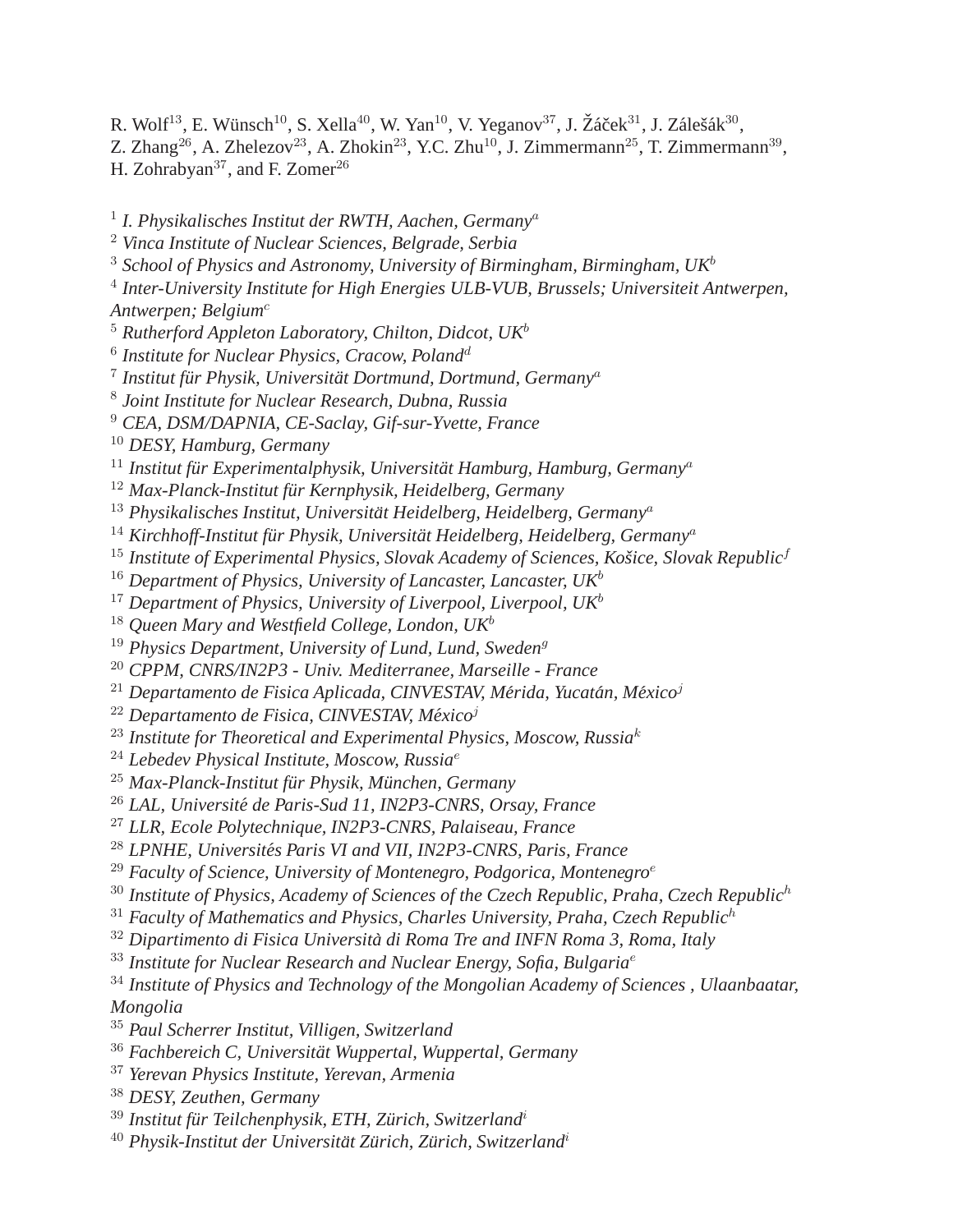R. Wolf[13], E. Wünsch[10], S. Xella[40], W. Yan[10], V. Yeganov[37], J. Žáček[31], J. Zálešák[30], Z. Zhang[26], A. Zhelezov[23], A. Zhokin[23], Y.C. Zhu[10], J. Zimmermann[25], T. Zimmermann[39], H. Zohrabyan[37], and F. Zomer[26]

[1] *I. Physikalisches Institut der RWTH, Aachen, Germany*[a]
[2] *Vinca Institute of Nuclear Sciences, Belgrade, Serbia*
[3] *School of Physics and Astronomy, University of Birmingham, Birmingham, UK*[b]
[4] *Inter-University Institute for High Energies ULB-VUB, Brussels; Universiteit Antwerpen, Antwerpen; Belgium*[c]
[5] *Rutherford Appleton Laboratory, Chilton, Didcot, UK*[b]
[6] *Institute for Nuclear Physics, Cracow, Poland*[d]
[7] *Institut für Physik, Universität Dortmund, Dortmund, Germany*[a]
[8] *Joint Institute for Nuclear Research, Dubna, Russia*
[9] *CEA, DSM/DAPNIA, CE-Saclay, Gif-sur-Yvette, France*
[10] *DESY, Hamburg, Germany*
[11] *Institut für Experimentalphysik, Universität Hamburg, Hamburg, Germany*[a]
[12] *Max-Planck-Institut für Kernphysik, Heidelberg, Germany*
[13] *Physikalisches Institut, Universität Heidelberg, Heidelberg, Germany*[a]
[14] *Kirchhoff-Institut für Physik, Universität Heidelberg, Heidelberg, Germany*[a]
[15] *Institute of Experimental Physics, Slovak Academy of Sciences, Košice, Slovak Republic*[f]
[16] *Department of Physics, University of Lancaster, Lancaster, UK*[b]
[17] *Department of Physics, University of Liverpool, Liverpool, UK*[b]
[18] *Queen Mary and Westfield College, London, UK*[b]
[19] *Physics Department, University of Lund, Lund, Sweden*[g]
[20] *CPPM, CNRS/IN2P3 - Univ. Mediterranee, Marseille - France*
[21] *Departamento de Fisica Aplicada, CINVESTAV, Mérida, Yucatán, México*[j]
[22] *Departamento de Fisica, CINVESTAV, México*[j]
[23] *Institute for Theoretical and Experimental Physics, Moscow, Russia*[k]
[24] *Lebedev Physical Institute, Moscow, Russia*[e]
[25] *Max-Planck-Institut für Physik, München, Germany*
[26] *LAL, Université de Paris-Sud 11, IN2P3-CNRS, Orsay, France*
[27] *LLR, Ecole Polytechnique, IN2P3-CNRS, Palaiseau, France*
[28] *LPNHE, Universités Paris VI and VII, IN2P3-CNRS, Paris, France*
[29] *Faculty of Science, University of Montenegro, Podgorica, Montenegro*[e]
[30] *Institute of Physics, Academy of Sciences of the Czech Republic, Praha, Czech Republic*[h]
[31] *Faculty of Mathematics and Physics, Charles University, Praha, Czech Republic*[h]
[32] *Dipartimento di Fisica Università di Roma Tre and INFN Roma 3, Roma, Italy*
[33] *Institute for Nuclear Research and Nuclear Energy, Sofia, Bulgaria*[e]
[34] *Institute of Physics and Technology of the Mongolian Academy of Sciences , Ulaanbaatar, Mongolia*
[35] *Paul Scherrer Institut, Villigen, Switzerland*
[36] *Fachbereich C, Universität Wuppertal, Wuppertal, Germany*
[37] *Yerevan Physics Institute, Yerevan, Armenia*
[38] *DESY, Zeuthen, Germany*
[39] *Institut für Teilchenphysik, ETH, Zürich, Switzerland*[i]
[40] *Physik-Institut der Universität Zürich, Zürich, Switzerland*[i]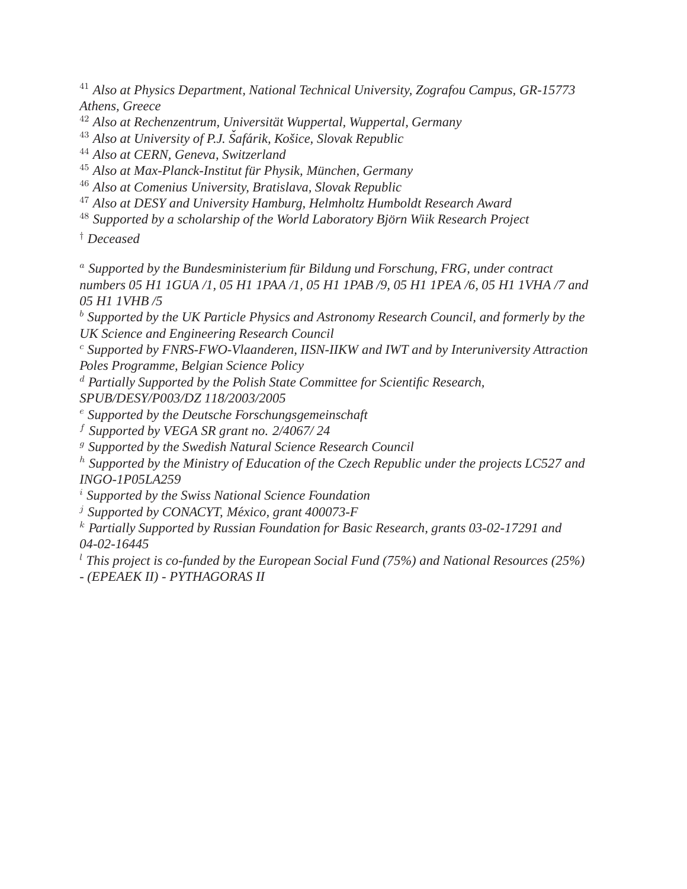[41] *Also at Physics Department, National Technical University, Zografou Campus, GR-15773 Athens, Greece*  
[42] *Also at Rechenzentrum, Universität Wuppertal, Wuppertal, Germany*  
[43] *Also at University of P.J. Šafárik, Košice, Slovak Republic*  
[44] *Also at CERN, Geneva, Switzerland*  
[45] *Also at Max-Planck-Institut für Physik, München, Germany*  
[46] *Also at Comenius University, Bratislava, Slovak Republic*  
[47] *Also at DESY and University Hamburg, Helmholtz Humboldt Research Award*  
[48] *Supported by a scholarship of the World Laboratory Björn Wiik Research Project*

[†] *Deceased*

[a] *Supported by the Bundesministerium für Bildung und Forschung, FRG, under contract numbers 05 H1 1GUA /1, 05 H1 1PAA /1, 05 H1 1PAB /9, 05 H1 1PEA /6, 05 H1 1VHA /7 and 05 H1 1VHB /5*  
[b] *Supported by the UK Particle Physics and Astronomy Research Council, and formerly by the UK Science and Engineering Research Council*  
[c] *Supported by FNRS-FWO-Vlaanderen, IISN-IIKW and IWT and by Interuniversity Attraction Poles Programme, Belgian Science Policy*  
[d] *Partially Supported by the Polish State Committee for Scientific Research, SPUB/DESY/P003/DZ 118/2003/2005*  
[e] *Supported by the Deutsche Forschungsgemeinschaft*  
[f] *Supported by VEGA SR grant no. 2/4067/ 24*  
[g] *Supported by the Swedish Natural Science Research Council*  
[h] *Supported by the Ministry of Education of the Czech Republic under the projects LC527 and INGO-1P05LA259*  
[i] *Supported by the Swiss National Science Foundation*  
[j] *Supported by CONACYT, México, grant 400073-F*  
[k] *Partially Supported by Russian Foundation for Basic Research, grants 03-02-17291 and 04-02-16445*  
[l] *This project is co-funded by the European Social Fund (75%) and National Resources (25%) - (EPEAEK II) - PYTHAGORAS II*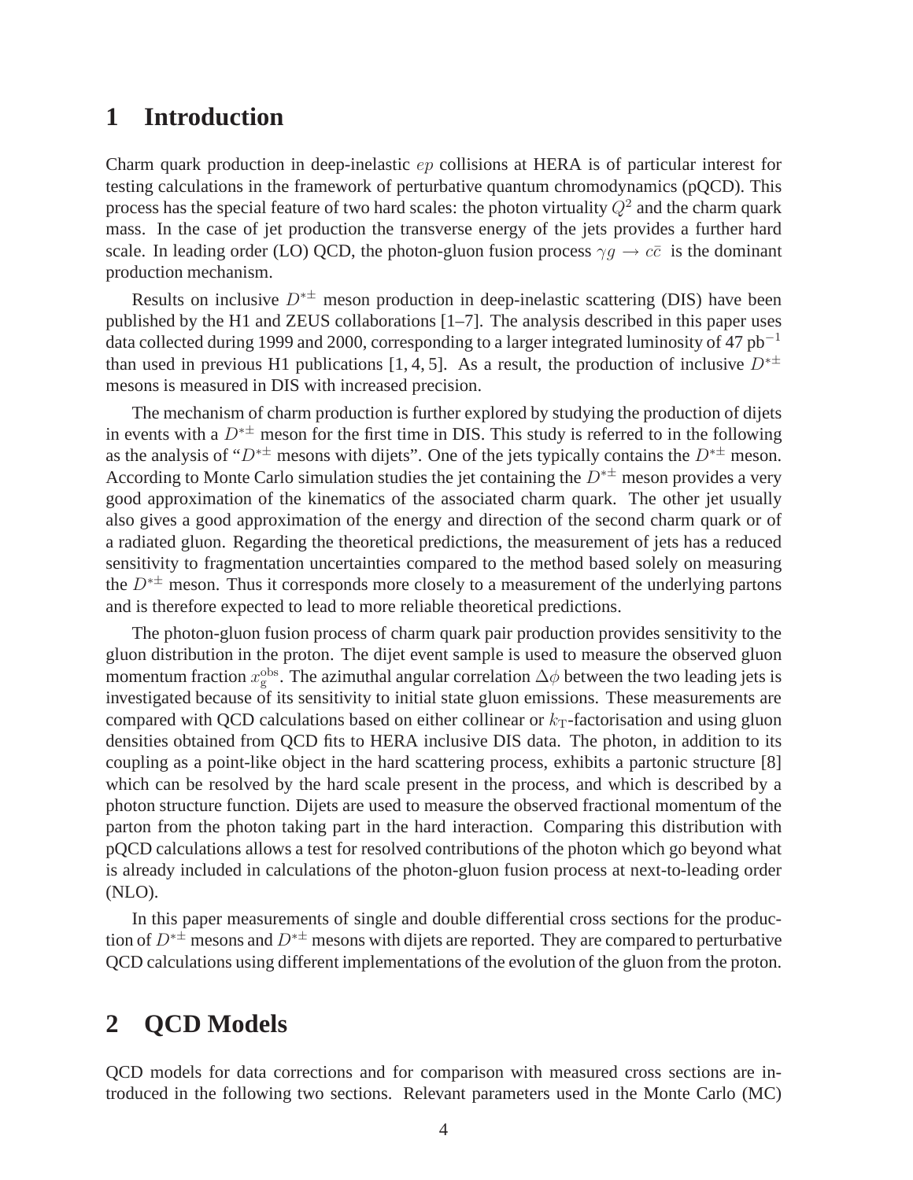# 1 Introduction

Charm quark production in deep-inelastic $ep$ collisions at HERA is of particular interest for testing calculations in the framework of perturbative quantum chromodynamics (pQCD). This process has the special feature of two hard scales: the photon virtuality $Q^2$ and the charm quark mass. In the case of jet production the transverse energy of the jets provides a further hard scale. In leading order (LO) QCD, the photon-gluon fusion process $\gamma g \rightarrow c\bar{c}$ is the dominant production mechanism.

Results on inclusive $D^{*\pm}$ meson production in deep-inelastic scattering (DIS) have been published by the H1 and ZEUS collaborations [1–7]. The analysis described in this paper uses data collected during 1999 and 2000, corresponding to a larger integrated luminosity of 47 pb$^{-1}$ than used in previous H1 publications [1, 4, 5]. As a result, the production of inclusive $D^{*\pm}$ mesons is measured in DIS with increased precision.

The mechanism of charm production is further explored by studying the production of dijets in events with a $D^{*\pm}$ meson for the first time in DIS. This study is referred to in the following as the analysis of "$D^{*\pm}$ mesons with dijets". One of the jets typically contains the $D^{*\pm}$ meson. According to Monte Carlo simulation studies the jet containing the $D^{*\pm}$ meson provides a very good approximation of the kinematics of the associated charm quark. The other jet usually also gives a good approximation of the energy and direction of the second charm quark or of a radiated gluon. Regarding the theoretical predictions, the measurement of jets has a reduced sensitivity to fragmentation uncertainties compared to the method based solely on measuring the $D^{*\pm}$ meson. Thus it corresponds more closely to a measurement of the underlying partons and is therefore expected to lead to more reliable theoretical predictions.

The photon-gluon fusion process of charm quark pair production provides sensitivity to the gluon distribution in the proton. The dijet event sample is used to measure the observed gluon momentum fraction $x_g^{\mathrm{obs}}$. The azimuthal angular correlation $\Delta\phi$ between the two leading jets is investigated because of its sensitivity to initial state gluon emissions. These measurements are compared with QCD calculations based on either collinear or $k_{\mathrm{T}}$-factorisation and using gluon densities obtained from QCD fits to HERA inclusive DIS data. The photon, in addition to its coupling as a point-like object in the hard scattering process, exhibits a partonic structure [8] which can be resolved by the hard scale present in the process, and which is described by a photon structure function. Dijets are used to measure the observed fractional momentum of the parton from the photon taking part in the hard interaction. Comparing this distribution with pQCD calculations allows a test for resolved contributions of the photon which go beyond what is already included in calculations of the photon-gluon fusion process at next-to-leading order (NLO).

In this paper measurements of single and double differential cross sections for the production of $D^{*\pm}$ mesons and $D^{*\pm}$ mesons with dijets are reported. They are compared to perturbative QCD calculations using different implementations of the evolution of the gluon from the proton.

# 2 QCD Models

QCD models for data corrections and for comparison with measured cross sections are introduced in the following two sections. Relevant parameters used in the Monte Carlo (MC)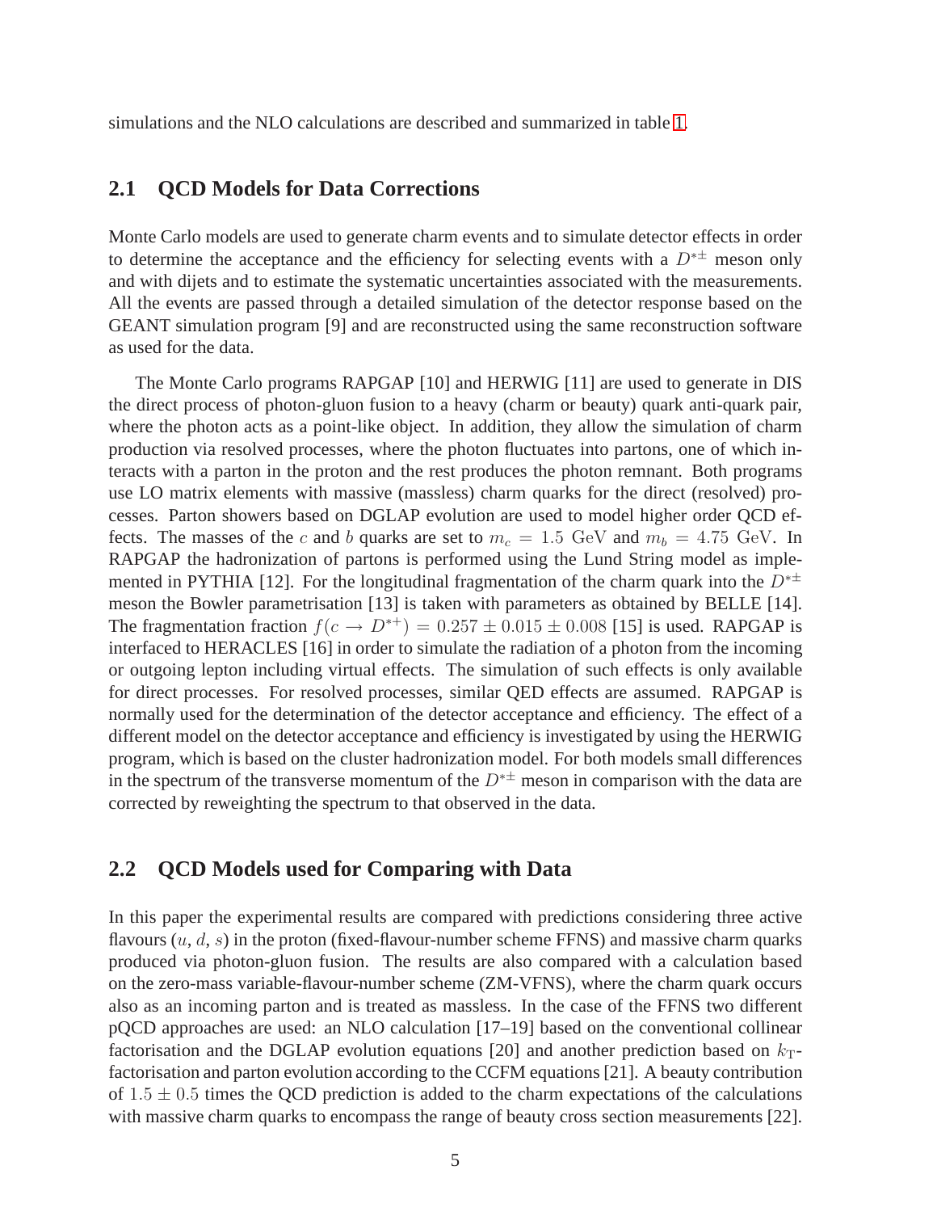simulations and the NLO calculations are described and summarized in table 1.

## 2.1 QCD Models for Data Corrections

Monte Carlo models are used to generate charm events and to simulate detector effects in order to determine the acceptance and the efficiency for selecting events with a $D^{*\pm}$ meson only and with dijets and to estimate the systematic uncertainties associated with the measurements. All the events are passed through a detailed simulation of the detector response based on the GEANT simulation program [9] and are reconstructed using the same reconstruction software as used for the data.

The Monte Carlo programs RAPGAP [10] and HERWIG [11] are used to generate in DIS the direct process of photon-gluon fusion to a heavy (charm or beauty) quark anti-quark pair, where the photon acts as a point-like object. In addition, they allow the simulation of charm production via resolved processes, where the photon fluctuates into partons, one of which interacts with a parton in the proton and the rest produces the photon remnant. Both programs use LO matrix elements with massive (massless) charm quarks for the direct (resolved) processes. Parton showers based on DGLAP evolution are used to model higher order QCD effects. The masses of the $c$ and $b$ quarks are set to $m_c = 1.5$ GeV and $m_b = 4.75$ GeV. In RAPGAP the hadronization of partons is performed using the Lund String model as implemented in PYTHIA [12]. For the longitudinal fragmentation of the charm quark into the $D^{*\pm}$ meson the Bowler parametrisation [13] is taken with parameters as obtained by BELLE [14]. The fragmentation fraction $f(c \rightarrow D^{*+}) = 0.257 \pm 0.015 \pm 0.008$ [15] is used. RAPGAP is interfaced to HERACLES [16] in order to simulate the radiation of a photon from the incoming or outgoing lepton including virtual effects. The simulation of such effects is only available for direct processes. For resolved processes, similar QED effects are assumed. RAPGAP is normally used for the determination of the detector acceptance and efficiency. The effect of a different model on the detector acceptance and efficiency is investigated by using the HERWIG program, which is based on the cluster hadronization model. For both models small differences in the spectrum of the transverse momentum of the $D^{*\pm}$ meson in comparison with the data are corrected by reweighting the spectrum to that observed in the data.

## 2.2 QCD Models used for Comparing with Data

In this paper the experimental results are compared with predictions considering three active flavours ($u$, $d$, $s$) in the proton (fixed-flavour-number scheme FFNS) and massive charm quarks produced via photon-gluon fusion. The results are also compared with a calculation based on the zero-mass variable-flavour-number scheme (ZM-VFNS), where the charm quark occurs also as an incoming parton and is treated as massless. In the case of the FFNS two different pQCD approaches are used: an NLO calculation [17–19] based on the conventional collinear factorisation and the DGLAP evolution equations [20] and another prediction based on $k_{\rm T}$-factorisation and parton evolution according to the CCFM equations [21]. A beauty contribution of $1.5 \pm 0.5$ times the QCD prediction is added to the charm expectations of the calculations with massive charm quarks to encompass the range of beauty cross section measurements [22].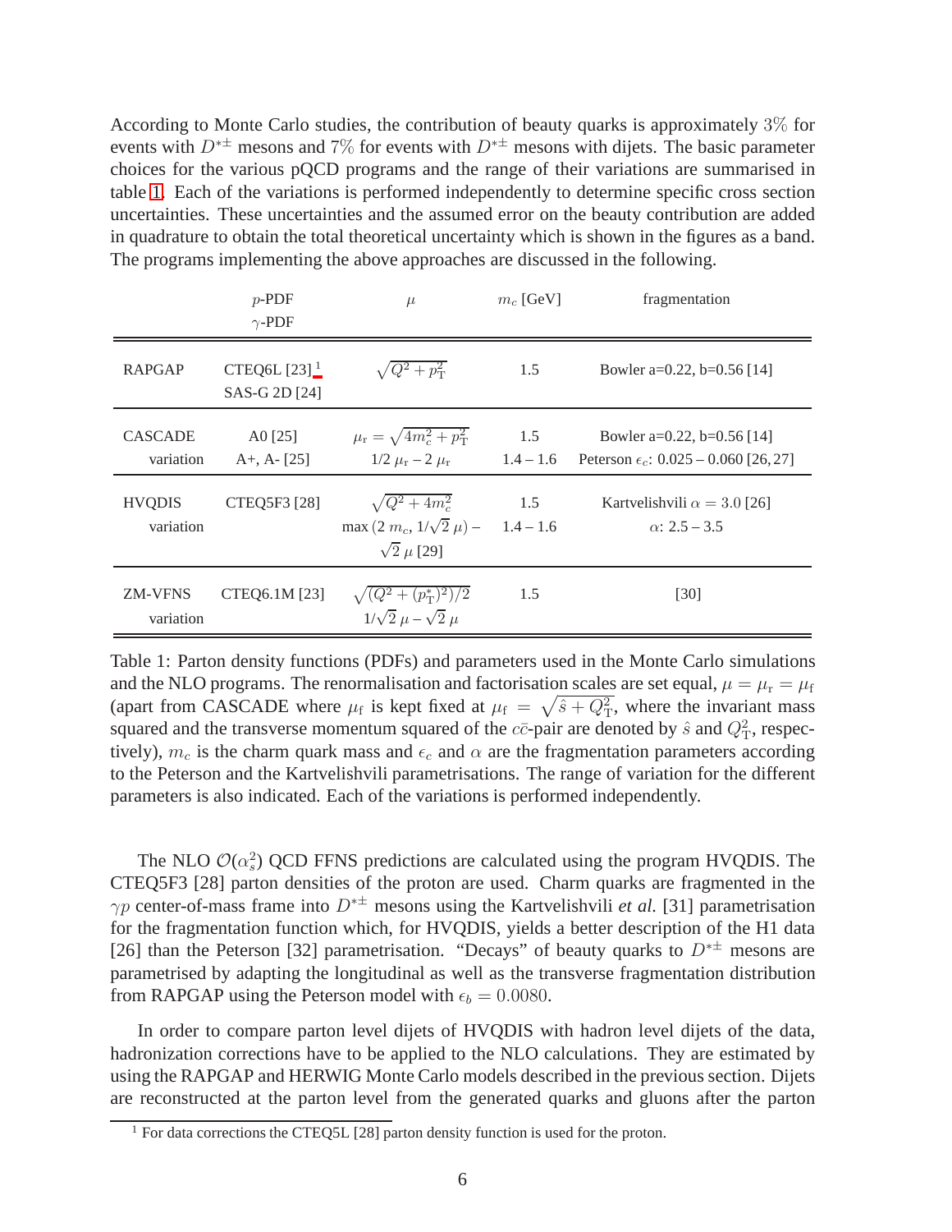According to Monte Carlo studies, the contribution of beauty quarks is approximately $3\%$ for events with $D^{*\pm}$ mesons and $7\%$ for events with $D^{*\pm}$ mesons with dijets. The basic parameter choices for the various pQCD programs and the range of their variations are summarised in table 1. Each of the variations is performed independently to determine specific cross section uncertainties. These uncertainties and the assumed error on the beauty contribution are added in quadrature to obtain the total theoretical uncertainty which is shown in the figures as a band. The programs implementing the above approaches are discussed in the following.

| | $p$-PDF / $\gamma$-PDF | $\mu$ | $m_c$ [GeV] | fragmentation |
|---|---|---|---|---|
| RAPGAP | CTEQ6L [23] [1] / SAS-G 2D [24] | $\sqrt{Q^2 + p_{\rm T}^2}$ | 1.5 | Bowler a=0.22, b=0.56 [14] |
| CASCADE | A0 [25] | $\mu_{\rm r} = \sqrt{4m_c^2 + p_{\rm T}^2}$ | 1.5 | Bowler a=0.22, b=0.56 [14] |
| variation | A+, A- [25] | $1/2\,\mu_{\rm r} - 2\,\mu_{\rm r}$ | 1.4 – 1.6 | Peterson $\epsilon_c$: 0.025 – 0.060 [26, 27] |
| HVQDIS | CTEQ5F3 [28] | $\sqrt{Q^2 + 4m_c^2}$ | 1.5 | Kartvelishvili $\alpha = 3.0$ [26] |
| variation | | max $(2\,m_c,\,1/\sqrt{2}\,\mu)$ – $\sqrt{2}\,\mu$ [29] | 1.4 – 1.6 | $\alpha$: 2.5 – 3.5 |
| ZM-VFNS | CTEQ6.1M [23] | $\sqrt{(Q^2 + (p_{\rm T}^*)^2)/2}$ | 1.5 | [30] |
| variation | | $1/\sqrt{2}\,\mu - \sqrt{2}\,\mu$ | | |

Table 1: Parton density functions (PDFs) and parameters used in the Monte Carlo simulations and the NLO programs. The renormalisation and factorisation scales are set equal, $\mu = \mu_{\rm r} = \mu_{\rm f}$ (apart from CASCADE where $\mu_{\rm f}$ is kept fixed at $\mu_{\rm f} = \sqrt{\hat{s} + Q_{\rm T}^2}$, where the invariant mass squared and the transverse momentum squared of the $c\bar{c}$-pair are denoted by $\hat{s}$ and $Q_{\rm T}^2$, respectively), $m_c$ is the charm quark mass and $\epsilon_c$ and $\alpha$ are the fragmentation parameters according to the Peterson and the Kartvelishvili parametrisations. The range of variation for the different parameters is also indicated. Each of the variations is performed independently.

The NLO $\mathcal{O}(\alpha_s^2)$ QCD FFNS predictions are calculated using the program HVQDIS. The CTEQ5F3 [28] parton densities of the proton are used. Charm quarks are fragmented in the $\gamma p$ center-of-mass frame into $D^{*\pm}$ mesons using the Kartvelishvili *et al.* [31] parametrisation for the fragmentation function which, for HVQDIS, yields a better description of the H1 data [26] than the Peterson [32] parametrisation. "Decays" of beauty quarks to $D^{*\pm}$ mesons are parametrised by adapting the longitudinal as well as the transverse fragmentation distribution from RAPGAP using the Peterson model with $\epsilon_b = 0.0080$.

In order to compare parton level dijets of HVQDIS with hadron level dijets of the data, hadronization corrections have to be applied to the NLO calculations. They are estimated by using the RAPGAP and HERWIG Monte Carlo models described in the previous section. Dijets are reconstructed at the parton level from the generated quarks and gluons after the parton

[1] For data corrections the CTEQ5L [28] parton density function is used for the proton.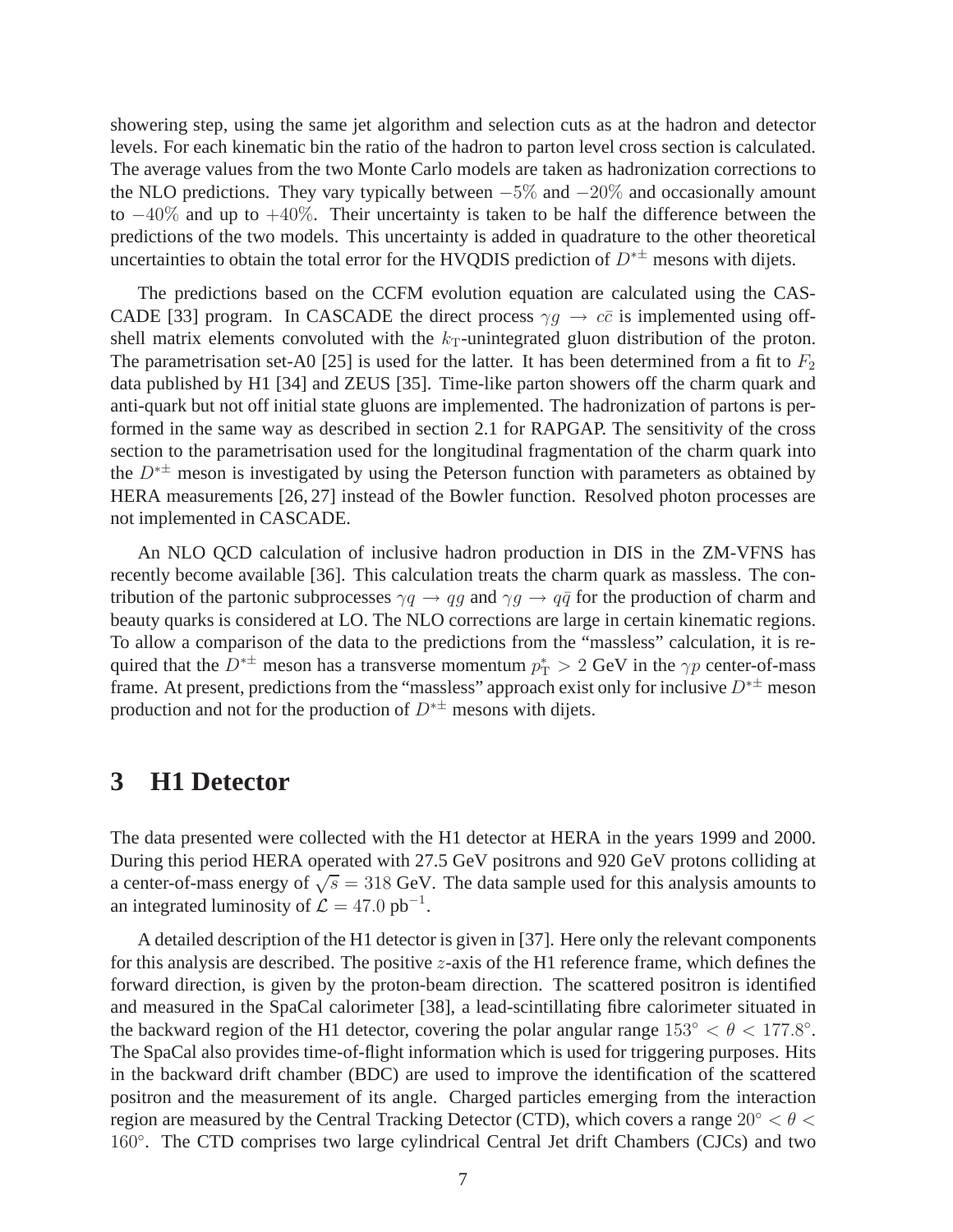showering step, using the same jet algorithm and selection cuts as at the hadron and detector levels. For each kinematic bin the ratio of the hadron to parton level cross section is calculated. The average values from the two Monte Carlo models are taken as hadronization corrections to the NLO predictions. They vary typically between $-5\%$ and $-20\%$ and occasionally amount to $-40\%$ and up to $+40\%$. Their uncertainty is taken to be half the difference between the predictions of the two models. This uncertainty is added in quadrature to the other theoretical uncertainties to obtain the total error for the HVQDIS prediction of $D^{*\pm}$ mesons with dijets.

The predictions based on the CCFM evolution equation are calculated using the CASCADE [33] program. In CASCADE the direct process $\gamma g \rightarrow c\bar{c}$ is implemented using off-shell matrix elements convoluted with the $k_{\rm T}$-unintegrated gluon distribution of the proton. The parametrisation set-A0 [25] is used for the latter. It has been determined from a fit to $F_2$ data published by H1 [34] and ZEUS [35]. Time-like parton showers off the charm quark and anti-quark but not off initial state gluons are implemented. The hadronization of partons is performed in the same way as described in section 2.1 for RAPGAP. The sensitivity of the cross section to the parametrisation used for the longitudinal fragmentation of the charm quark into the $D^{*\pm}$ meson is investigated by using the Peterson function with parameters as obtained by HERA measurements [26, 27] instead of the Bowler function. Resolved photon processes are not implemented in CASCADE.

An NLO QCD calculation of inclusive hadron production in DIS in the ZM-VFNS has recently become available [36]. This calculation treats the charm quark as massless. The contribution of the partonic subprocesses $\gamma q \rightarrow qg$ and $\gamma g \rightarrow q\bar{q}$ for the production of charm and beauty quarks is considered at LO. The NLO corrections are large in certain kinematic regions. To allow a comparison of the data to the predictions from the "massless" calculation, it is required that the $D^{*\pm}$ meson has a transverse momentum $p_{\rm T}^{*} > 2$ GeV in the $\gamma p$ center-of-mass frame. At present, predictions from the "massless" approach exist only for inclusive $D^{*\pm}$ meson production and not for the production of $D^{*\pm}$ mesons with dijets.

# 3 H1 Detector

The data presented were collected with the H1 detector at HERA in the years 1999 and 2000. During this period HERA operated with 27.5 GeV positrons and 920 GeV protons colliding at a center-of-mass energy of $\sqrt{s} = 318$ GeV. The data sample used for this analysis amounts to an integrated luminosity of $\mathcal{L} = 47.0$ pb$^{-1}$.

A detailed description of the H1 detector is given in [37]. Here only the relevant components for this analysis are described. The positive $z$-axis of the H1 reference frame, which defines the forward direction, is given by the proton-beam direction. The scattered positron is identified and measured in the SpaCal calorimeter [38], a lead-scintillating fibre calorimeter situated in the backward region of the H1 detector, covering the polar angular range $153^\circ < \theta < 177.8^\circ$. The SpaCal also provides time-of-flight information which is used for triggering purposes. Hits in the backward drift chamber (BDC) are used to improve the identification of the scattered positron and the measurement of its angle. Charged particles emerging from the interaction region are measured by the Central Tracking Detector (CTD), which covers a range $20^\circ < \theta < 160^\circ$. The CTD comprises two large cylindrical Central Jet drift Chambers (CJCs) and two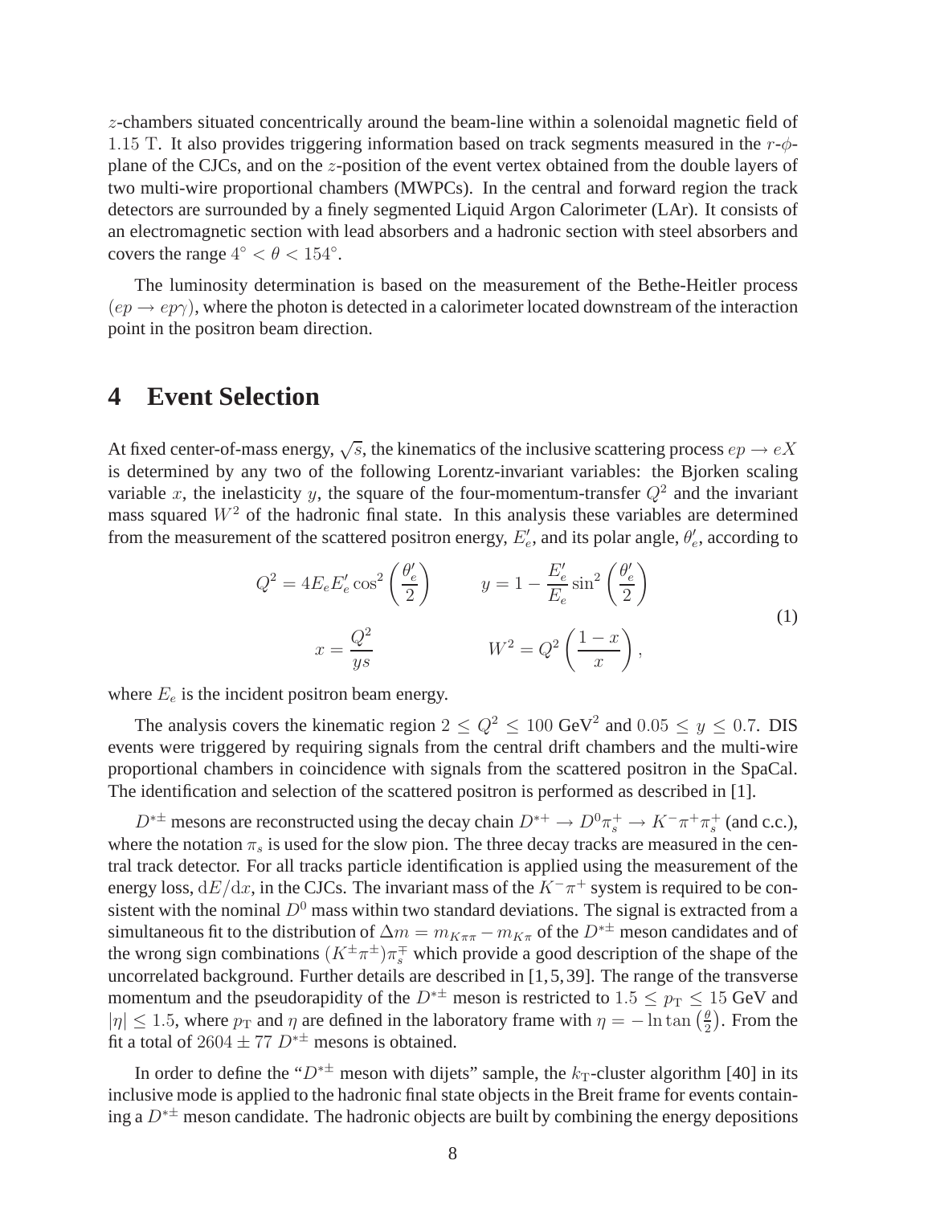$z$-chambers situated concentrically around the beam-line within a solenoidal magnetic field of $1.15$ T. It also provides triggering information based on track segments measured in the $r$-$\phi$-plane of the CJCs, and on the $z$-position of the event vertex obtained from the double layers of two multi-wire proportional chambers (MWPCs). In the central and forward region the track detectors are surrounded by a finely segmented Liquid Argon Calorimeter (LAr). It consists of an electromagnetic section with lead absorbers and a hadronic section with steel absorbers and covers the range $4^\circ < \theta < 154^\circ$.

The luminosity determination is based on the measurement of the Bethe-Heitler process $(ep \rightarrow ep\gamma)$, where the photon is detected in a calorimeter located downstream of the interaction point in the positron beam direction.

# 4 Event Selection

At fixed center-of-mass energy, $\sqrt{s}$, the kinematics of the inclusive scattering process $ep \rightarrow eX$ is determined by any two of the following Lorentz-invariant variables: the Bjorken scaling variable $x$, the inelasticity $y$, the square of the four-momentum-transfer $Q^2$ and the invariant mass squared $W^2$ of the hadronic final state. In this analysis these variables are determined from the measurement of the scattered positron energy, $E'_e$, and its polar angle, $\theta'_e$, according to

$$Q^2 = 4E_e E'_e \cos^2\left(\frac{\theta'_e}{2}\right) \qquad y = 1 - \frac{E'_e}{E_e}\sin^2\left(\frac{\theta'_e}{2}\right)$$
$$x = \frac{Q^2}{ys} \qquad W^2 = Q^2\left(\frac{1-x}{x}\right), \tag{1}$$

where $E_e$ is the incident positron beam energy.

The analysis covers the kinematic region $2 \leq Q^2 \leq 100$ GeV$^2$ and $0.05 \leq y \leq 0.7$. DIS events were triggered by requiring signals from the central drift chambers and the multi-wire proportional chambers in coincidence with signals from the scattered positron in the SpaCal. The identification and selection of the scattered positron is performed as described in [1].

$D^{*\pm}$ mesons are reconstructed using the decay chain $D^{*+} \rightarrow D^0\pi_s^+ \rightarrow K^-\pi^+\pi_s^+$ (and c.c.), where the notation $\pi_s$ is used for the slow pion. The three decay tracks are measured in the central track detector. For all tracks particle identification is applied using the measurement of the energy loss, $\mathrm{d}E/\mathrm{d}x$, in the CJCs. The invariant mass of the $K^-\pi^+$ system is required to be consistent with the nominal $D^0$ mass within two standard deviations. The signal is extracted from a simultaneous fit to the distribution of $\Delta m = m_{K\pi\pi} - m_{K\pi}$ of the $D^{*\pm}$ meson candidates and of the wrong sign combinations $(K^\pm\pi^\pm)\pi_s^\mp$ which provide a good description of the shape of the uncorrelated background. Further details are described in [1,5,39]. The range of the transverse momentum and the pseudorapidity of the $D^{*\pm}$ meson is restricted to $1.5 \leq p_{\mathrm{T}} \leq 15$ GeV and $|\eta| \leq 1.5$, where $p_{\mathrm{T}}$ and $\eta$ are defined in the laboratory frame with $\eta = -\ln\tan\left(\frac{\theta}{2}\right)$. From the fit a total of $2604 \pm 77$ $D^{*\pm}$ mesons is obtained.

In order to define the "$D^{*\pm}$ meson with dijets" sample, the $k_{\mathrm{T}}$-cluster algorithm [40] in its inclusive mode is applied to the hadronic final state objects in the Breit frame for events containing a $D^{*\pm}$ meson candidate. The hadronic objects are built by combining the energy depositions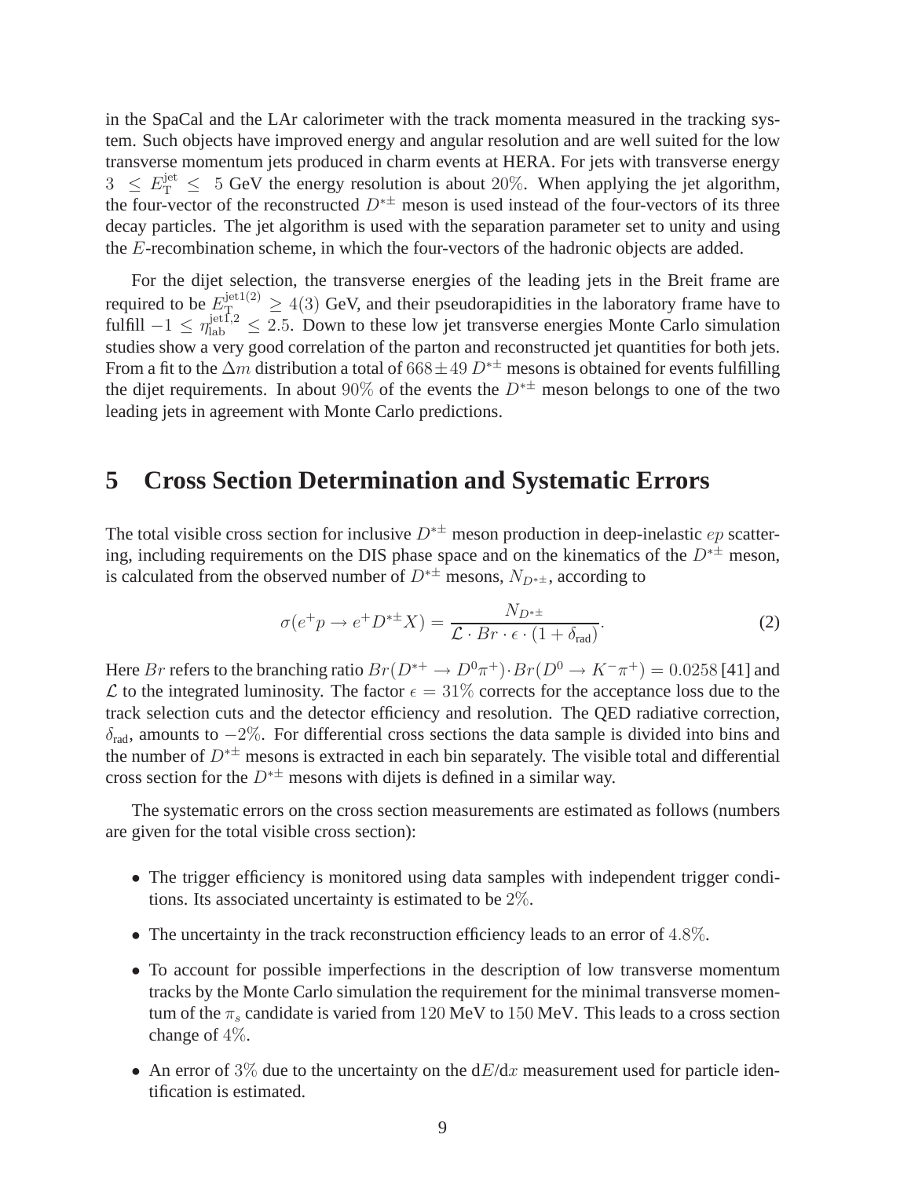in the SpaCal and the LAr calorimeter with the track momenta measured in the tracking system. Such objects have improved energy and angular resolution and are well suited for the low transverse momentum jets produced in charm events at HERA. For jets with transverse energy $3 \leq E_{\rm T}^{\rm jet} \leq 5$ GeV the energy resolution is about $20\%$. When applying the jet algorithm, the four-vector of the reconstructed $D^{*\pm}$ meson is used instead of the four-vectors of its three decay particles. The jet algorithm is used with the separation parameter set to unity and using the $E$-recombination scheme, in which the four-vectors of the hadronic objects are added.

For the dijet selection, the transverse energies of the leading jets in the Breit frame are required to be $E_{\rm T}^{\rm jet1(2)} \geq 4(3)$ GeV, and their pseudorapidities in the laboratory frame have to fulfill $-1 \leq \eta_{\rm lab}^{\rm jet1,2} \leq 2.5$. Down to these low jet transverse energies Monte Carlo simulation studies show a very good correlation of the parton and reconstructed jet quantities for both jets. From a fit to the $\Delta m$ distribution a total of $668 \pm 49$ $D^{*\pm}$ mesons is obtained for events fulfilling the dijet requirements. In about $90\%$ of the events the $D^{*\pm}$ meson belongs to one of the two leading jets in agreement with Monte Carlo predictions.

# 5 Cross Section Determination and Systematic Errors

The total visible cross section for inclusive $D^{*\pm}$ meson production in deep-inelastic $ep$ scattering, including requirements on the DIS phase space and on the kinematics of the $D^{*\pm}$ meson, is calculated from the observed number of $D^{*\pm}$ mesons, $N_{D^{*\pm}}$, according to

$$\sigma(e^+p \rightarrow e^+D^{*\pm}X) = \frac{N_{D^{*\pm}}}{\mathcal{L} \cdot Br \cdot \epsilon \cdot (1 + \delta_{\rm rad})}. \qquad (2)$$

Here $Br$ refers to the branching ratio $Br(D^{*+} \rightarrow D^0\pi^+) \cdot Br(D^0 \rightarrow K^-\pi^+) = 0.0258$ [41] and $\mathcal{L}$ to the integrated luminosity. The factor $\epsilon = 31\%$ corrects for the acceptance loss due to the track selection cuts and the detector efficiency and resolution. The QED radiative correction, $\delta_{\rm rad}$, amounts to $-2\%$. For differential cross sections the data sample is divided into bins and the number of $D^{*\pm}$ mesons is extracted in each bin separately. The visible total and differential cross section for the $D^{*\pm}$ mesons with dijets is defined in a similar way.

The systematic errors on the cross section measurements are estimated as follows (numbers are given for the total visible cross section):

- The trigger efficiency is monitored using data samples with independent trigger conditions. Its associated uncertainty is estimated to be $2\%$.
- The uncertainty in the track reconstruction efficiency leads to an error of $4.8\%$.
- To account for possible imperfections in the description of low transverse momentum tracks by the Monte Carlo simulation the requirement for the minimal transverse momentum of the $\pi_s$ candidate is varied from $120$ MeV to $150$ MeV. This leads to a cross section change of $4\%$.
- An error of $3\%$ due to the uncertainty on the d$E$/d$x$ measurement used for particle identification is estimated.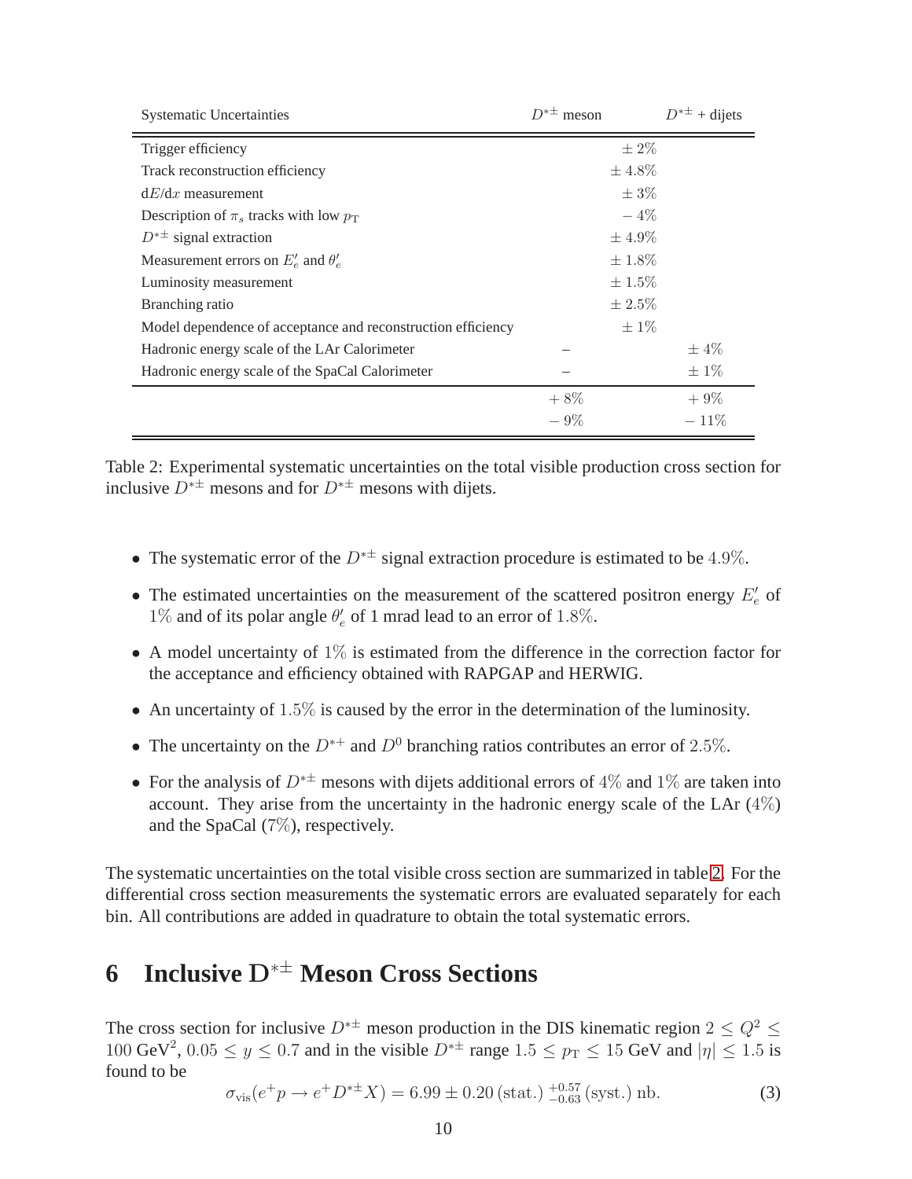| Systematic Uncertainties | $D^{*\pm}$ meson | $D^{*\pm}$ + dijets |
|---|---|---|
| Trigger efficiency | $\pm\,2\%$ | |
| Track reconstruction efficiency | $\pm\,4.8\%$ | |
| $\mathrm{d}E/\mathrm{d}x$ measurement | $\pm\,3\%$ | |
| Description of $\pi_s$ tracks with low $p_\mathrm{T}$ | $-\,4\%$ | |
| $D^{*\pm}$ signal extraction | $\pm\,4.9\%$ | |
| Measurement errors on $E'_e$ and $\theta'_e$ | $\pm\,1.8\%$ | |
| Luminosity measurement | $\pm\,1.5\%$ | |
| Branching ratio | $\pm\,2.5\%$ | |
| Model dependence of acceptance and reconstruction efficiency | $\pm\,1\%$ | |
| Hadronic energy scale of the LAr Calorimeter | – | $\pm\,4\%$ |
| Hadronic energy scale of the SpaCal Calorimeter | – | $\pm\,1\%$ |
| | $+\,8\%$ | $+\,9\%$ |
| | $-\,9\%$ | $-\,11\%$ |

Table 2: Experimental systematic uncertainties on the total visible production cross section for inclusive $D^{*\pm}$ mesons and for $D^{*\pm}$ mesons with dijets.

- The systematic error of the $D^{*\pm}$ signal extraction procedure is estimated to be $4.9\%$.
- The estimated uncertainties on the measurement of the scattered positron energy $E'_e$ of $1\%$ and of its polar angle $\theta'_e$ of 1 mrad lead to an error of $1.8\%$.
- A model uncertainty of $1\%$ is estimated from the difference in the correction factor for the acceptance and efficiency obtained with RAPGAP and HERWIG.
- An uncertainty of $1.5\%$ is caused by the error in the determination of the luminosity.
- The uncertainty on the $D^{*+}$ and $D^0$ branching ratios contributes an error of $2.5\%$.
- For the analysis of $D^{*\pm}$ mesons with dijets additional errors of $4\%$ and $1\%$ are taken into account. They arise from the uncertainty in the hadronic energy scale of the LAr ($4\%$) and the SpaCal ($7\%$), respectively.

The systematic uncertainties on the total visible cross section are summarized in table 2. For the differential cross section measurements the systematic errors are evaluated separately for each bin. All contributions are added in quadrature to obtain the total systematic errors.

# 6 Inclusive $\mathrm{D}^{*\pm}$ Meson Cross Sections

The cross section for inclusive $D^{*\pm}$ meson production in the DIS kinematic region $2 \le Q^2 \le 100$ GeV$^2$, $0.05 \le y \le 0.7$ and in the visible $D^{*\pm}$ range $1.5 \le p_\mathrm{T} \le 15$ GeV and $|\eta| \le 1.5$ is found to be

$$\sigma_\mathrm{vis}(e^+p \to e^+D^{*\pm}X) = 6.99 \pm 0.20\,(\mathrm{stat.})\,^{+0.57}_{-0.63}\,(\mathrm{syst.})\;\mathrm{nb}. \tag{3}$$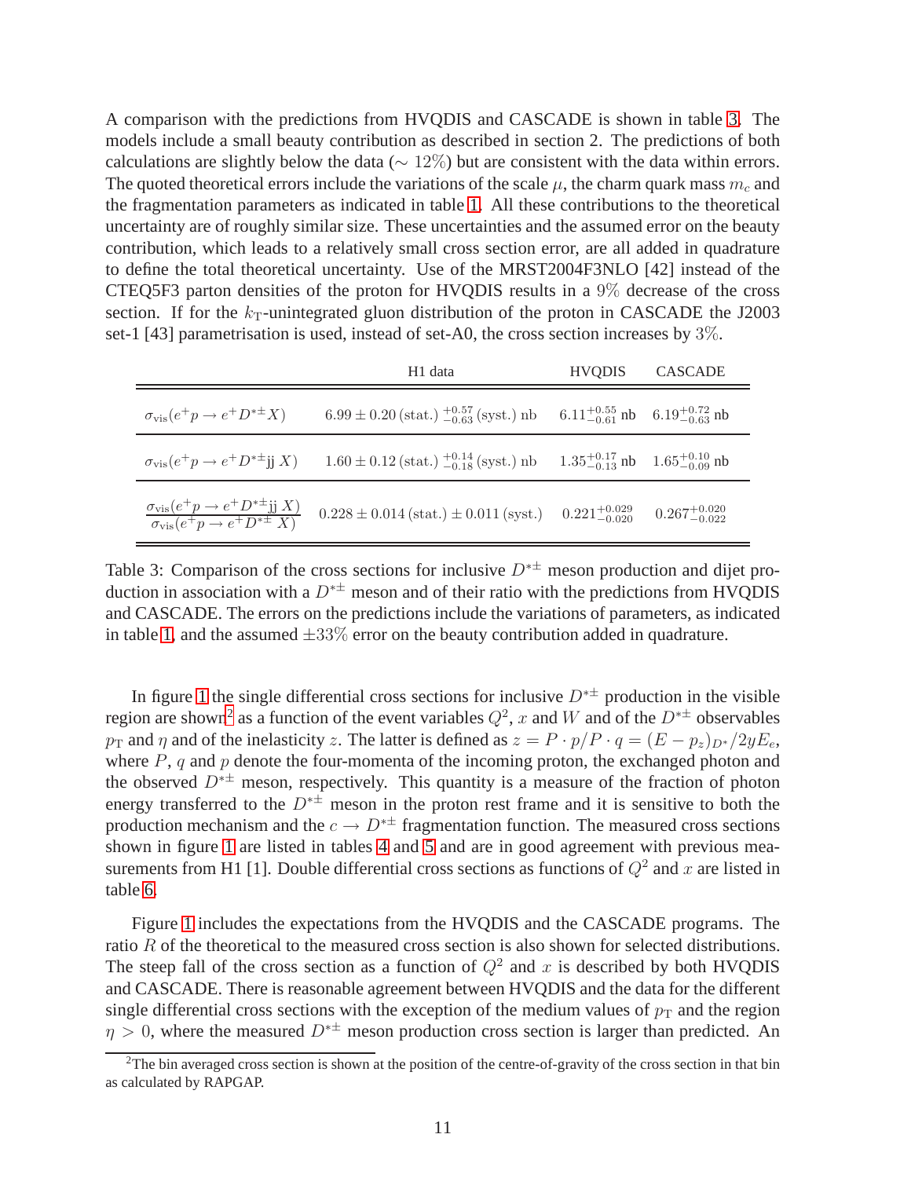A comparison with the predictions from HVQDIS and CASCADE is shown in table 3. The models include a small beauty contribution as described in section 2. The predictions of both calculations are slightly below the data ($\sim 12\%$) but are consistent with the data within errors. The quoted theoretical errors include the variations of the scale $\mu$, the charm quark mass $m_c$ and the fragmentation parameters as indicated in table 1. All these contributions to the theoretical uncertainty are of roughly similar size. These uncertainties and the assumed error on the beauty contribution, which leads to a relatively small cross section error, are all added in quadrature to define the total theoretical uncertainty. Use of the MRST2004F3NLO [42] instead of the CTEQ5F3 parton densities of the proton for HVQDIS results in a $9\%$ decrease of the cross section. If for the $k_{\mathrm{T}}$-unintegrated gluon distribution of the proton in CASCADE the J2003 set-1 [43] parametrisation is used, instead of set-A0, the cross section increases by $3\%$.

| | H1 data | HVQDIS | CASCADE |
|---|---|---|---|
| $\sigma_{\mathrm{vis}}(e^+p \to e^+D^{*\pm}X)$ | $6.99 \pm 0.20\,(\mathrm{stat.})\,^{+0.57}_{-0.63}\,(\mathrm{syst.})$ nb | $6.11^{+0.55}_{-0.61}$ nb | $6.19^{+0.72}_{-0.63}$ nb |
| $\sigma_{\mathrm{vis}}(e^+p \to e^+D^{*\pm}\mathrm{jj}\,X)$ | $1.60 \pm 0.12\,(\mathrm{stat.})\,^{+0.14}_{-0.18}\,(\mathrm{syst.})$ nb | $1.35^{+0.17}_{-0.13}$ nb | $1.65^{+0.10}_{-0.09}$ nb |
| $\dfrac{\sigma_{\mathrm{vis}}(e^+p \to e^+D^{*\pm}\mathrm{jj}\,X)}{\sigma_{\mathrm{vis}}(e^+p \to e^+D^{*\pm}\,X)}$ | $0.228 \pm 0.014\,(\mathrm{stat.}) \pm 0.011\,(\mathrm{syst.})$ | $0.221^{+0.029}_{-0.020}$ | $0.267^{+0.020}_{-0.022}$ |

Table 3: Comparison of the cross sections for inclusive $D^{*\pm}$ meson production and dijet production in association with a $D^{*\pm}$ meson and of their ratio with the predictions from HVQDIS and CASCADE. The errors on the predictions include the variations of parameters, as indicated in table 1, and the assumed $\pm 33\%$ error on the beauty contribution added in quadrature.

In figure 1 the single differential cross sections for inclusive $D^{*\pm}$ production in the visible region are shown[2] as a function of the event variables $Q^2$, $x$ and $W$ and of the $D^{*\pm}$ observables $p_{\mathrm{T}}$ and $\eta$ and of the inelasticity $z$. The latter is defined as $z = P \cdot p / P \cdot q = (E - p_z)_{D^*}/2yE_e$, where $P$, $q$ and $p$ denote the four-momenta of the incoming proton, the exchanged photon and the observed $D^{*\pm}$ meson, respectively. This quantity is a measure of the fraction of photon energy transferred to the $D^{*\pm}$ meson in the proton rest frame and it is sensitive to both the production mechanism and the $c \to D^{*\pm}$ fragmentation function. The measured cross sections shown in figure 1 are listed in tables 4 and 5 and are in good agreement with previous measurements from H1 [1]. Double differential cross sections as functions of $Q^2$ and $x$ are listed in table 6.

Figure 1 includes the expectations from the HVQDIS and the CASCADE programs. The ratio $R$ of the theoretical to the measured cross section is also shown for selected distributions. The steep fall of the cross section as a function of $Q^2$ and $x$ is described by both HVQDIS and CASCADE. There is reasonable agreement between HVQDIS and the data for the different single differential cross sections with the exception of the medium values of $p_{\mathrm{T}}$ and the region $\eta > 0$, where the measured $D^{*\pm}$ meson production cross section is larger than predicted. An

[2] The bin averaged cross section is shown at the position of the centre-of-gravity of the cross section in that bin as calculated by RAPGAP.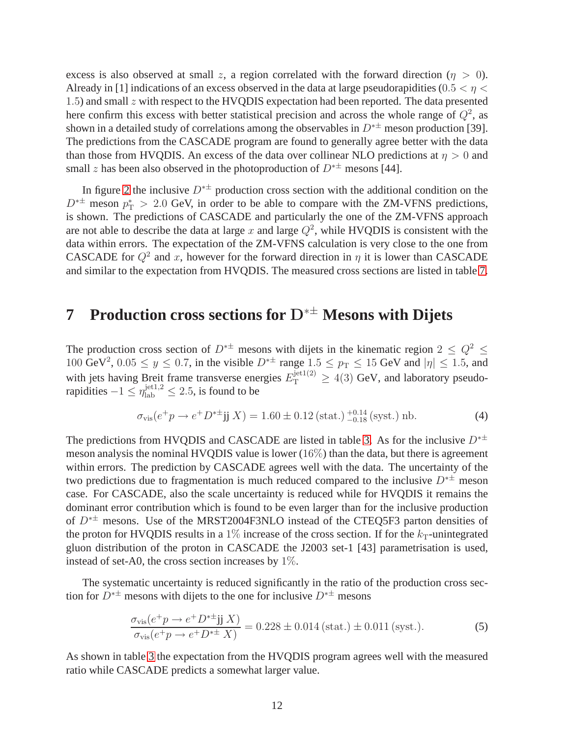excess is also observed at small $z$, a region correlated with the forward direction ($\eta > 0$). Already in [1] indications of an excess observed in the data at large pseudorapidities ($0.5 < \eta < 1.5$) and small $z$ with respect to the HVQDIS expectation had been reported. The data presented here confirm this excess with better statistical precision and across the whole range of $Q^2$, as shown in a detailed study of correlations among the observables in $D^{*\pm}$ meson production [39]. The predictions from the CASCADE program are found to generally agree better with the data than those from HVQDIS. An excess of the data over collinear NLO predictions at $\eta > 0$ and small $z$ has been also observed in the photoproduction of $D^{*\pm}$ mesons [44].

In figure 2 the inclusive $D^{*\pm}$ production cross section with the additional condition on the $D^{*\pm}$ meson $p_T^* > 2.0$ GeV, in order to be able to compare with the ZM-VFNS predictions, is shown. The predictions of CASCADE and particularly the one of the ZM-VFNS approach are not able to describe the data at large $x$ and large $Q^2$, while HVQDIS is consistent with the data within errors. The expectation of the ZM-VFNS calculation is very close to the one from CASCADE for $Q^2$ and $x$, however for the forward direction in $\eta$ it is lower than CASCADE and similar to the expectation from HVQDIS. The measured cross sections are listed in table 7.

## 7 Production cross sections for $\mathrm{D}^{*\pm}$ Mesons with Dijets

The production cross section of $D^{*\pm}$ mesons with dijets in the kinematic region $2 \leq Q^2 \leq 100$ GeV$^2$, $0.05 \leq y \leq 0.7$, in the visible $D^{*\pm}$ range $1.5 \leq p_T \leq 15$ GeV and $|\eta| \leq 1.5$, and with jets having Breit frame transverse energies $E_T^{\mathrm{jet1(2)}} \geq 4(3)$ GeV, and laboratory pseudorapidities $-1 \leq \eta_{\mathrm{lab}}^{\mathrm{jet1,2}} \leq 2.5$, is found to be

$$\sigma_{\mathrm{vis}}(e^+p \rightarrow e^+D^{*\pm}\mathrm{jj}\;X) = 1.60 \pm 0.12\,(\mathrm{stat.})\,^{+0.14}_{-0.18}\,(\mathrm{syst.})\;\mathrm{nb}. \tag{4}$$

The predictions from HVQDIS and CASCADE are listed in table 3. As for the inclusive $D^{*\pm}$ meson analysis the nominal HVQDIS value is lower ($16\%$) than the data, but there is agreement within errors. The prediction by CASCADE agrees well with the data. The uncertainty of the two predictions due to fragmentation is much reduced compared to the inclusive $D^{*\pm}$ meson case. For CASCADE, also the scale uncertainty is reduced while for HVQDIS it remains the dominant error contribution which is found to be even larger than for the inclusive production of $D^{*\pm}$ mesons. Use of the MRST2004F3NLO instead of the CTEQ5F3 parton densities of the proton for HVQDIS results in a $1\%$ increase of the cross section. If for the $k_T$-unintegrated gluon distribution of the proton in CASCADE the J2003 set-1 [43] parametrisation is used, instead of set-A0, the cross section increases by $1\%$.

The systematic uncertainty is reduced significantly in the ratio of the production cross section for $D^{*\pm}$ mesons with dijets to the one for inclusive $D^{*\pm}$ mesons

$$\frac{\sigma_{\mathrm{vis}}(e^+p \rightarrow e^+D^{*\pm}\mathrm{jj}\;X)}{\sigma_{\mathrm{vis}}(e^+p \rightarrow e^+D^{*\pm}\;X)} = 0.228 \pm 0.014\,(\mathrm{stat.}) \pm 0.011\,(\mathrm{syst.}). \tag{5}$$

As shown in table 3 the expectation from the HVQDIS program agrees well with the measured ratio while CASCADE predicts a somewhat larger value.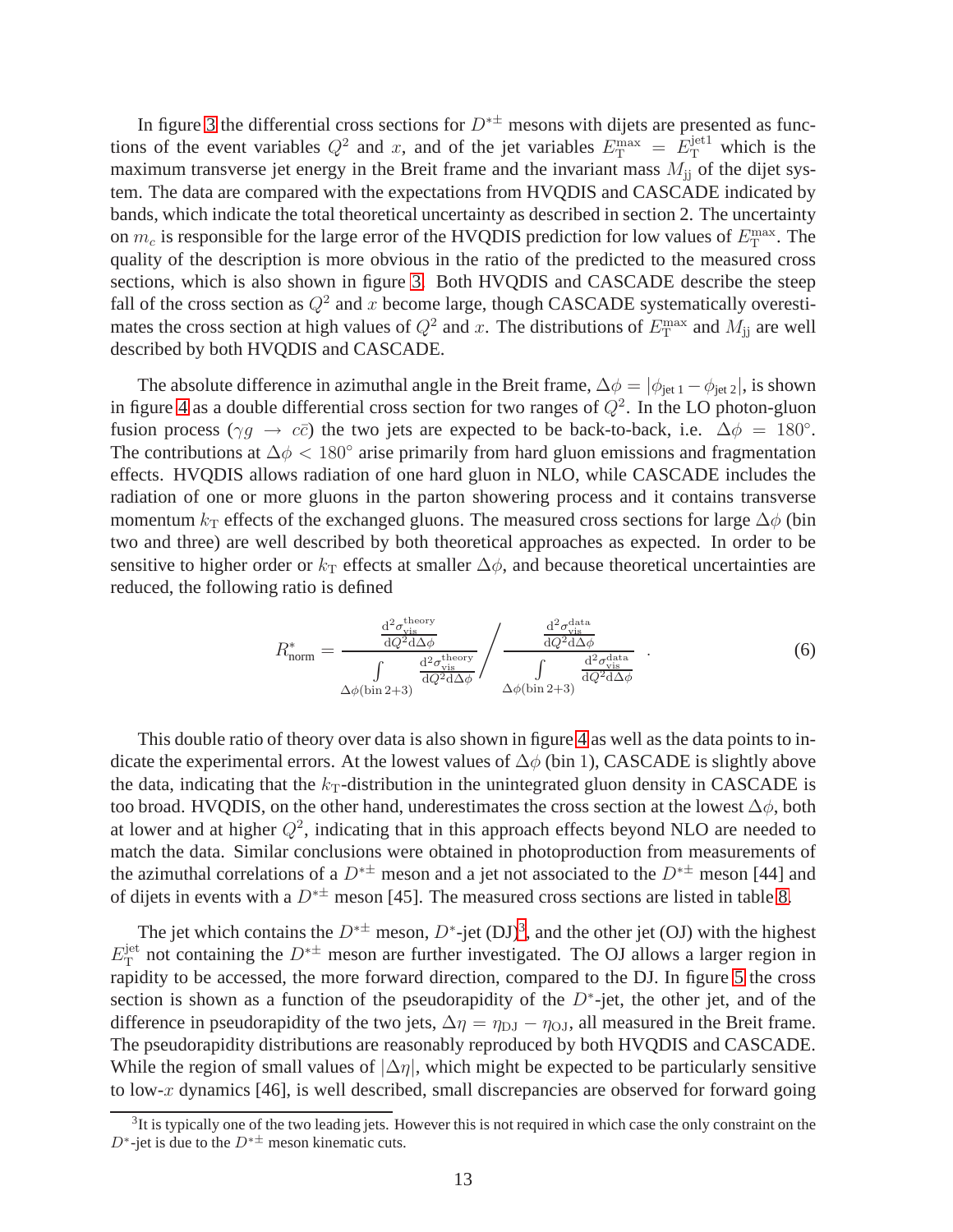In figure 3 the differential cross sections for $D^{*\pm}$ mesons with dijets are presented as functions of the event variables $Q^2$ and $x$, and of the jet variables $E_{\rm T}^{\rm max} = E_{\rm T}^{\rm jet1}$ which is the maximum transverse jet energy in the Breit frame and the invariant mass $M_{\rm jj}$ of the dijet system. The data are compared with the expectations from HVQDIS and CASCADE indicated by bands, which indicate the total theoretical uncertainty as described in section 2. The uncertainty on $m_c$ is responsible for the large error of the HVQDIS prediction for low values of $E_{\rm T}^{\rm max}$. The quality of the description is more obvious in the ratio of the predicted to the measured cross sections, which is also shown in figure 3. Both HVQDIS and CASCADE describe the steep fall of the cross section as $Q^2$ and $x$ become large, though CASCADE systematically overestimates the cross section at high values of $Q^2$ and $x$. The distributions of $E_{\rm T}^{\rm max}$ and $M_{\rm jj}$ are well described by both HVQDIS and CASCADE.

The absolute difference in azimuthal angle in the Breit frame, $\Delta\phi = |\phi_{\rm jet\,1} - \phi_{\rm jet\,2}|$, is shown in figure 4 as a double differential cross section for two ranges of $Q^2$. In the LO photon-gluon fusion process ($\gamma g \rightarrow c\bar{c}$) the two jets are expected to be back-to-back, i.e. $\Delta\phi = 180^\circ$. The contributions at $\Delta\phi < 180^\circ$ arise primarily from hard gluon emissions and fragmentation effects. HVQDIS allows radiation of one hard gluon in NLO, while CASCADE includes the radiation of one or more gluons in the parton showering process and it contains transverse momentum $k_{\rm T}$ effects of the exchanged gluons. The measured cross sections for large $\Delta\phi$ (bin two and three) are well described by both theoretical approaches as expected. In order to be sensitive to higher order or $k_{\rm T}$ effects at smaller $\Delta\phi$, and because theoretical uncertainties are reduced, the following ratio is defined

$$R^*_{\rm norm} = \frac{\dfrac{{\rm d}^2\sigma_{\rm vis}^{\rm theory}}{{\rm d}Q^2{\rm d}\Delta\phi}}{\displaystyle\int\limits_{\Delta\phi({\rm bin}\,2+3)} \dfrac{{\rm d}^2\sigma_{\rm vis}^{\rm theory}}{{\rm d}Q^2{\rm d}\Delta\phi}} \Bigg/ \frac{\dfrac{{\rm d}^2\sigma_{\rm vis}^{\rm data}}{{\rm d}Q^2{\rm d}\Delta\phi}}{\displaystyle\int\limits_{\Delta\phi({\rm bin}\,2+3)} \dfrac{{\rm d}^2\sigma_{\rm vis}^{\rm data}}{{\rm d}Q^2{\rm d}\Delta\phi}} \quad . \tag{6}$$

This double ratio of theory over data is also shown in figure 4 as well as the data points to indicate the experimental errors. At the lowest values of $\Delta\phi$ (bin 1), CASCADE is slightly above the data, indicating that the $k_{\rm T}$-distribution in the unintegrated gluon density in CASCADE is too broad. HVQDIS, on the other hand, underestimates the cross section at the lowest $\Delta\phi$, both at lower and at higher $Q^2$, indicating that in this approach effects beyond NLO are needed to match the data. Similar conclusions were obtained in photoproduction from measurements of the azimuthal correlations of a $D^{*\pm}$ meson and a jet not associated to the $D^{*\pm}$ meson [44] and of dijets in events with a $D^{*\pm}$ meson [45]. The measured cross sections are listed in table 8.

The jet which contains the $D^{*\pm}$ meson, $D^*$-jet (DJ)[3], and the other jet (OJ) with the highest $E_{\rm T}^{\rm jet}$ not containing the $D^{*\pm}$ meson are further investigated. The OJ allows a larger region in rapidity to be accessed, the more forward direction, compared to the DJ. In figure 5 the cross section is shown as a function of the pseudorapidity of the $D^*$-jet, the other jet, and of the difference in pseudorapidity of the two jets, $\Delta\eta = \eta_{\rm DJ} - \eta_{\rm OJ}$, all measured in the Breit frame. The pseudorapidity distributions are reasonably reproduced by both HVQDIS and CASCADE. While the region of small values of $|\Delta\eta|$, which might be expected to be particularly sensitive to low-$x$ dynamics [46], is well described, small discrepancies are observed for forward going

[3] It is typically one of the two leading jets. However this is not required in which case the only constraint on the $D^*$-jet is due to the $D^{*\pm}$ meson kinematic cuts.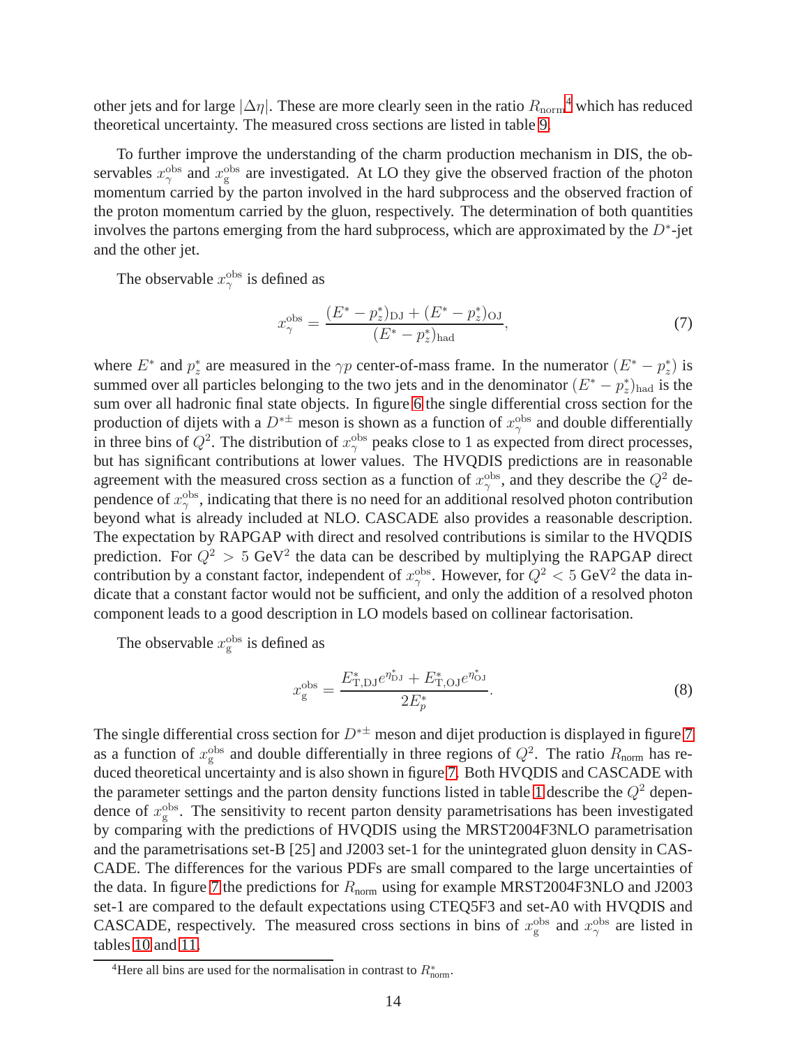other jets and for large $|\Delta\eta|$. These are more clearly seen in the ratio $R_{\rm norm}$[4] which has reduced theoretical uncertainty. The measured cross sections are listed in table 9.

To further improve the understanding of the charm production mechanism in DIS, the observables $x_\gamma^{\rm obs}$ and $x_{\rm g}^{\rm obs}$ are investigated. At LO they give the observed fraction of the photon momentum carried by the parton involved in the hard subprocess and the observed fraction of the proton momentum carried by the gluon, respectively. The determination of both quantities involves the partons emerging from the hard subprocess, which are approximated by the $D^*$-jet and the other jet.

The observable $x_\gamma^{\rm obs}$ is defined as

$$x_\gamma^{\rm obs} = \frac{(E^* - p_z^*)_{\rm DJ} + (E^* - p_z^*)_{\rm OJ}}{(E^* - p_z^*)_{\rm had}}, \tag{7}$$

where $E^*$ and $p_z^*$ are measured in the $\gamma p$ center-of-mass frame. In the numerator $(E^* - p_z^*)$ is summed over all particles belonging to the two jets and in the denominator $(E^* - p_z^*)_{\rm had}$ is the sum over all hadronic final state objects. In figure 6 the single differential cross section for the production of dijets with a $D^{*\pm}$ meson is shown as a function of $x_\gamma^{\rm obs}$ and double differentially in three bins of $Q^2$. The distribution of $x_\gamma^{\rm obs}$ peaks close to 1 as expected from direct processes, but has significant contributions at lower values. The HVQDIS predictions are in reasonable agreement with the measured cross section as a function of $x_\gamma^{\rm obs}$, and they describe the $Q^2$ dependence of $x_\gamma^{\rm obs}$, indicating that there is no need for an additional resolved photon contribution beyond what is already included at NLO. CASCADE also provides a reasonable description. The expectation by RAPGAP with direct and resolved contributions is similar to the HVQDIS prediction. For $Q^2 > 5$ GeV$^2$ the data can be described by multiplying the RAPGAP direct contribution by a constant factor, independent of $x_\gamma^{\rm obs}$. However, for $Q^2 < 5$ GeV$^2$ the data indicate that a constant factor would not be sufficient, and only the addition of a resolved photon component leads to a good description in LO models based on collinear factorisation.

The observable $x_{\rm g}^{\rm obs}$ is defined as

$$x_{\rm g}^{\rm obs} = \frac{E^*_{\rm T,DJ} e^{\eta^*_{\rm DJ}} + E^*_{\rm T,OJ} e^{\eta^*_{\rm OJ}}}{2E^*_p}. \tag{8}$$

The single differential cross section for $D^{*\pm}$ meson and dijet production is displayed in figure 7 as a function of $x_{\rm g}^{\rm obs}$ and double differentially in three regions of $Q^2$. The ratio $R_{\rm norm}$ has reduced theoretical uncertainty and is also shown in figure 7. Both HVQDIS and CASCADE with the parameter settings and the parton density functions listed in table 1 describe the $Q^2$ dependence of $x_{\rm g}^{\rm obs}$. The sensitivity to recent parton density parametrisations has been investigated by comparing with the predictions of HVQDIS using the MRST2004F3NLO parametrisation and the parametrisations set-B [25] and J2003 set-1 for the unintegrated gluon density in CASCADE. The differences for the various PDFs are small compared to the large uncertainties of the data. In figure 7 the predictions for $R_{\rm norm}$ using for example MRST2004F3NLO and J2003 set-1 are compared to the default expectations using CTEQ5F3 and set-A0 with HVQDIS and CASCADE, respectively. The measured cross sections in bins of $x_{\rm g}^{\rm obs}$ and $x_\gamma^{\rm obs}$ are listed in tables 10 and 11.

[4] Here all bins are used for the normalisation in contrast to $R^*_{\rm norm}$.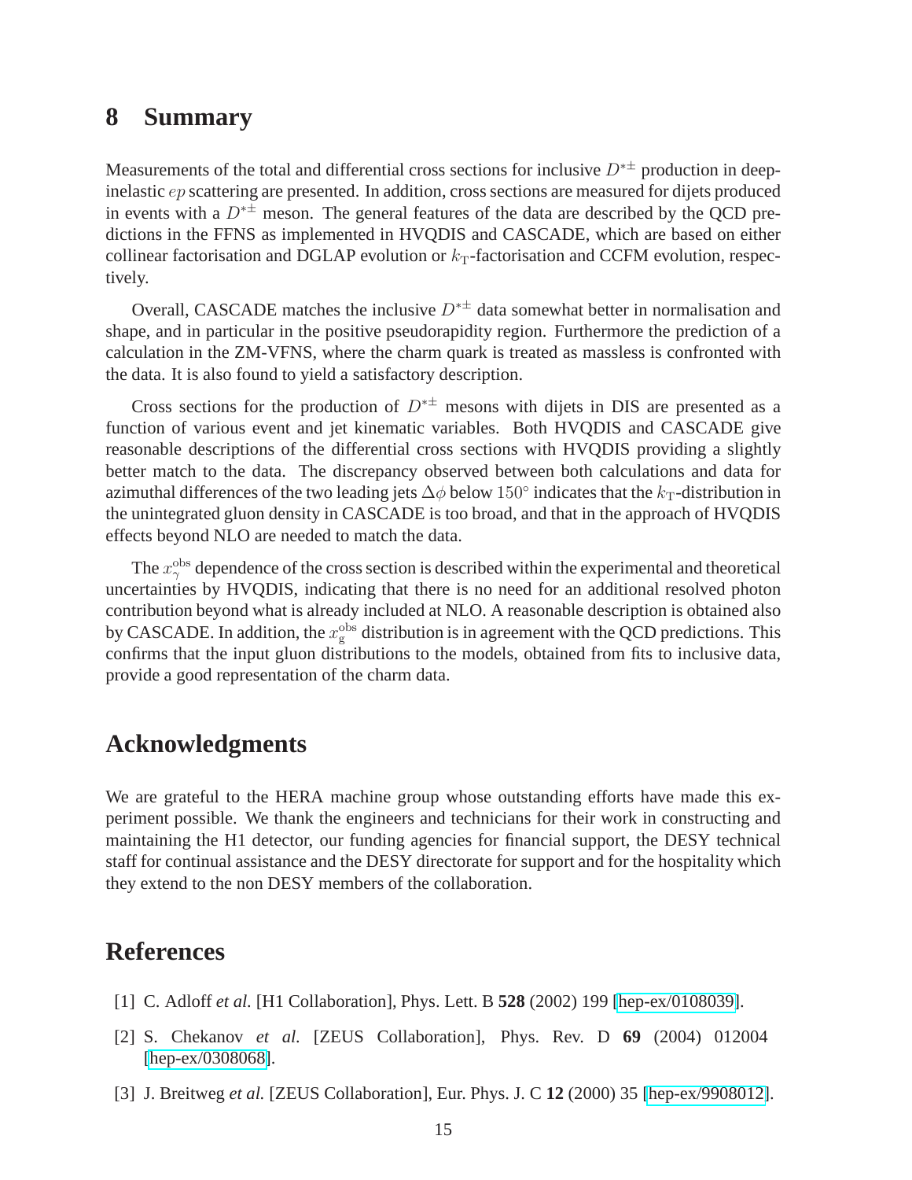# 8 Summary

Measurements of the total and differential cross sections for inclusive $D^{*\pm}$ production in deep-inelastic $ep$ scattering are presented. In addition, cross sections are measured for dijets produced in events with a $D^{*\pm}$ meson. The general features of the data are described by the QCD predictions in the FFNS as implemented in HVQDIS and CASCADE, which are based on either collinear factorisation and DGLAP evolution or $k_{\mathrm{T}}$-factorisation and CCFM evolution, respectively.

Overall, CASCADE matches the inclusive $D^{*\pm}$ data somewhat better in normalisation and shape, and in particular in the positive pseudorapidity region. Furthermore the prediction of a calculation in the ZM-VFNS, where the charm quark is treated as massless is confronted with the data. It is also found to yield a satisfactory description.

Cross sections for the production of $D^{*\pm}$ mesons with dijets in DIS are presented as a function of various event and jet kinematic variables. Both HVQDIS and CASCADE give reasonable descriptions of the differential cross sections with HVQDIS providing a slightly better match to the data. The discrepancy observed between both calculations and data for azimuthal differences of the two leading jets $\Delta\phi$ below $150^{\circ}$ indicates that the $k_{\mathrm{T}}$-distribution in the unintegrated gluon density in CASCADE is too broad, and that in the approach of HVQDIS effects beyond NLO are needed to match the data.

The $x_{\gamma}^{\mathrm{obs}}$ dependence of the cross section is described within the experimental and theoretical uncertainties by HVQDIS, indicating that there is no need for an additional resolved photon contribution beyond what is already included at NLO. A reasonable description is obtained also by CASCADE. In addition, the $x_{\mathrm{g}}^{\mathrm{obs}}$ distribution is in agreement with the QCD predictions. This confirms that the input gluon distributions to the models, obtained from fits to inclusive data, provide a good representation of the charm data.

# Acknowledgments

We are grateful to the HERA machine group whose outstanding efforts have made this experiment possible. We thank the engineers and technicians for their work in constructing and maintaining the H1 detector, our funding agencies for financial support, the DESY technical staff for continual assistance and the DESY directorate for support and for the hospitality which they extend to the non DESY members of the collaboration.

# References

[1] C. Adloff *et al.* [H1 Collaboration], Phys. Lett. B **528** (2002) 199 [hep-ex/0108039].

[2] S. Chekanov *et al.* [ZEUS Collaboration], Phys. Rev. D **69** (2004) 012004 [hep-ex/0308068].

[3] J. Breitweg *et al.* [ZEUS Collaboration], Eur. Phys. J. C **12** (2000) 35 [hep-ex/9908012].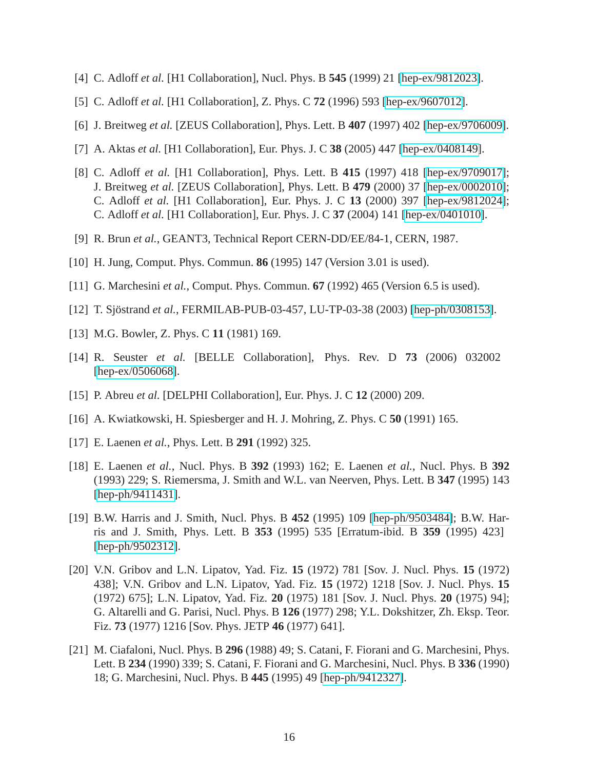[4] C. Adloff *et al.* [H1 Collaboration], Nucl. Phys. B **545** (1999) 21 [hep-ex/9812023].

[5] C. Adloff *et al.* [H1 Collaboration], Z. Phys. C **72** (1996) 593 [hep-ex/9607012].

[6] J. Breitweg *et al.* [ZEUS Collaboration], Phys. Lett. B **407** (1997) 402 [hep-ex/9706009].

[7] A. Aktas *et al.* [H1 Collaboration], Eur. Phys. J. C **38** (2005) 447 [hep-ex/0408149].

[8] C. Adloff *et al.* [H1 Collaboration], Phys. Lett. B **415** (1997) 418 [hep-ex/9709017]; J. Breitweg *et al.* [ZEUS Collaboration], Phys. Lett. B **479** (2000) 37 [hep-ex/0002010]; C. Adloff *et al.* [H1 Collaboration], Eur. Phys. J. C **13** (2000) 397 [hep-ex/9812024]; C. Adloff *et al.* [H1 Collaboration], Eur. Phys. J. C **37** (2004) 141 [hep-ex/0401010].

[9] R. Brun *et al.*, GEANT3, Technical Report CERN-DD/EE/84-1, CERN, 1987.

[10] H. Jung, Comput. Phys. Commun. **86** (1995) 147 (Version 3.01 is used).

[11] G. Marchesini *et al.*, Comput. Phys. Commun. **67** (1992) 465 (Version 6.5 is used).

[12] T. Sjöstrand *et al.*, FERMILAB-PUB-03-457, LU-TP-03-38 (2003) [hep-ph/0308153].

[13] M.G. Bowler, Z. Phys. C **11** (1981) 169.

[14] R. Seuster *et al.* [BELLE Collaboration], Phys. Rev. D **73** (2006) 032002 [hep-ex/0506068].

[15] P. Abreu *et al.* [DELPHI Collaboration], Eur. Phys. J. C **12** (2000) 209.

[16] A. Kwiatkowski, H. Spiesberger and H. J. Mohring, Z. Phys. C **50** (1991) 165.

[17] E. Laenen *et al.*, Phys. Lett. B **291** (1992) 325.

[18] E. Laenen *et al.*, Nucl. Phys. B **392** (1993) 162; E. Laenen *et al.*, Nucl. Phys. B **392** (1993) 229; S. Riemersma, J. Smith and W.L. van Neerven, Phys. Lett. B **347** (1995) 143 [hep-ph/9411431].

[19] B.W. Harris and J. Smith, Nucl. Phys. B **452** (1995) 109 [hep-ph/9503484]; B.W. Harris and J. Smith, Phys. Lett. B **353** (1995) 535 [Erratum-ibid. B **359** (1995) 423] [hep-ph/9502312].

[20] V.N. Gribov and L.N. Lipatov, Yad. Fiz. **15** (1972) 781 [Sov. J. Nucl. Phys. **15** (1972) 438]; V.N. Gribov and L.N. Lipatov, Yad. Fiz. **15** (1972) 1218 [Sov. J. Nucl. Phys. **15** (1972) 675]; L.N. Lipatov, Yad. Fiz. **20** (1975) 181 [Sov. J. Nucl. Phys. **20** (1975) 94]; G. Altarelli and G. Parisi, Nucl. Phys. B **126** (1977) 298; Y.L. Dokshitzer, Zh. Eksp. Teor. Fiz. **73** (1977) 1216 [Sov. Phys. JETP **46** (1977) 641].

[21] M. Ciafaloni, Nucl. Phys. B **296** (1988) 49; S. Catani, F. Fiorani and G. Marchesini, Phys. Lett. B **234** (1990) 339; S. Catani, F. Fiorani and G. Marchesini, Nucl. Phys. B **336** (1990) 18; G. Marchesini, Nucl. Phys. B **445** (1995) 49 [hep-ph/9412327].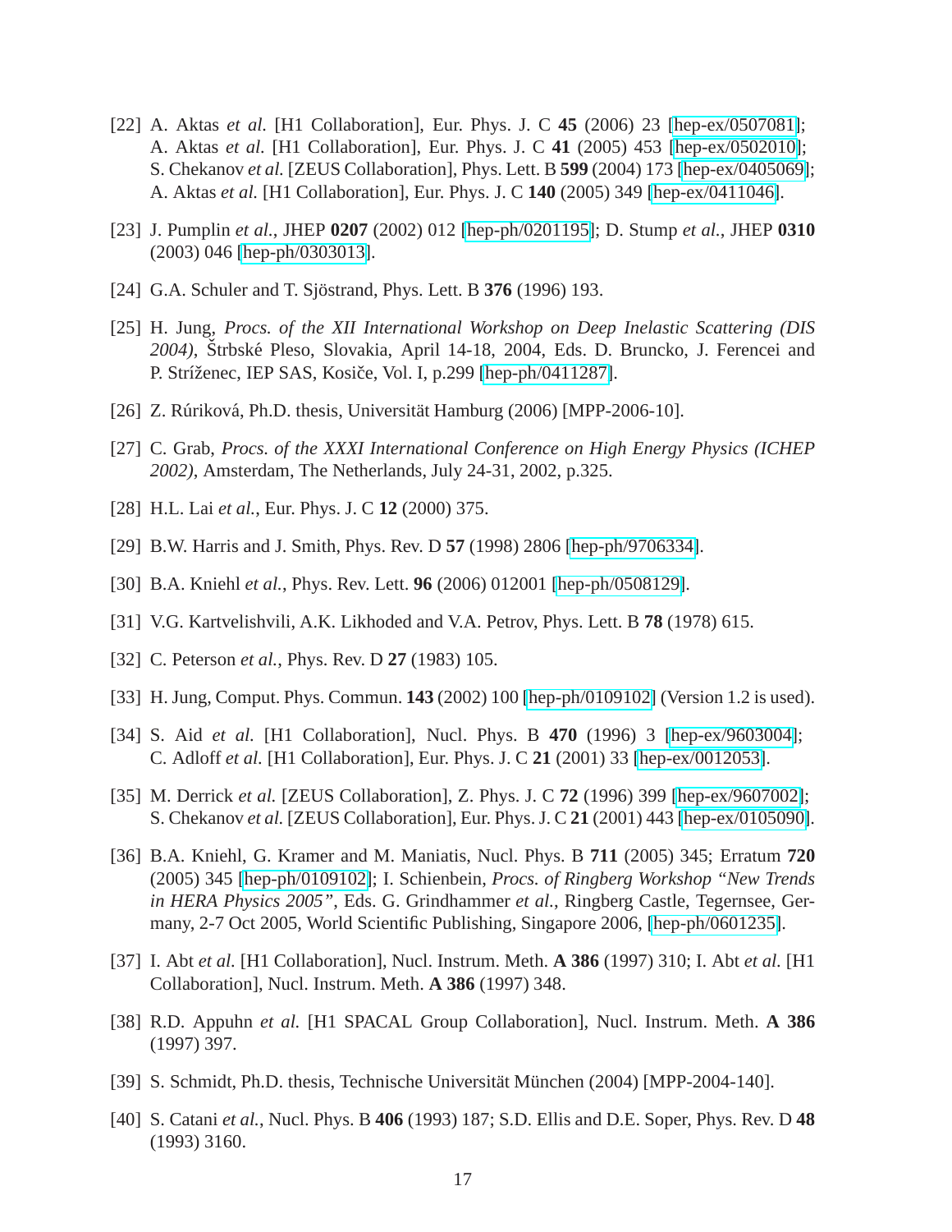[22] A. Aktas *et al.* [H1 Collaboration], Eur. Phys. J. C **45** (2006) 23 [hep-ex/0507081]; A. Aktas *et al.* [H1 Collaboration], Eur. Phys. J. C **41** (2005) 453 [hep-ex/0502010]; S. Chekanov *et al.* [ZEUS Collaboration], Phys. Lett. B **599** (2004) 173 [hep-ex/0405069]; A. Aktas *et al.* [H1 Collaboration], Eur. Phys. J. C **140** (2005) 349 [hep-ex/0411046].

[23] J. Pumplin *et al.*, JHEP **0207** (2002) 012 [hep-ph/0201195]; D. Stump *et al.*, JHEP **0310** (2003) 046 [hep-ph/0303013].

[24] G.A. Schuler and T. Sjöstrand, Phys. Lett. B **376** (1996) 193.

[25] H. Jung, *Procs. of the XII International Workshop on Deep Inelastic Scattering (DIS 2004)*, Štrbské Pleso, Slovakia, April 14-18, 2004, Eds. D. Bruncko, J. Ferencei and P. Stríženec, IEP SAS, Košice, Vol. I, p.299 [hep-ph/0411287].

[26] Z. Rúriková, Ph.D. thesis, Universität Hamburg (2006) [MPP-2006-10].

[27] C. Grab, *Procs. of the XXXI International Conference on High Energy Physics (ICHEP 2002)*, Amsterdam, The Netherlands, July 24-31, 2002, p.325.

[28] H.L. Lai *et al.*, Eur. Phys. J. C **12** (2000) 375.

[29] B.W. Harris and J. Smith, Phys. Rev. D **57** (1998) 2806 [hep-ph/9706334].

[30] B.A. Kniehl *et al.*, Phys. Rev. Lett. **96** (2006) 012001 [hep-ph/0508129].

[31] V.G. Kartvelishvili, A.K. Likhoded and V.A. Petrov, Phys. Lett. B **78** (1978) 615.

[32] C. Peterson *et al.*, Phys. Rev. D **27** (1983) 105.

[33] H. Jung, Comput. Phys. Commun. **143** (2002) 100 [hep-ph/0109102] (Version 1.2 is used).

[34] S. Aid *et al.* [H1 Collaboration], Nucl. Phys. B **470** (1996) 3 [hep-ex/9603004]; C. Adloff *et al.* [H1 Collaboration], Eur. Phys. J. C **21** (2001) 33 [hep-ex/0012053].

[35] M. Derrick *et al.* [ZEUS Collaboration], Z. Phys. J. C **72** (1996) 399 [hep-ex/9607002]; S. Chekanov *et al.* [ZEUS Collaboration], Eur. Phys. J. C **21** (2001) 443 [hep-ex/0105090].

[36] B.A. Kniehl, G. Kramer and M. Maniatis, Nucl. Phys. B **711** (2005) 345; Erratum **720** (2005) 345 [hep-ph/0109102]; I. Schienbein, *Procs. of Ringberg Workshop "New Trends in HERA Physics 2005"*, Eds. G. Grindhammer *et al.*, Ringberg Castle, Tegernsee, Germany, 2-7 Oct 2005, World Scientific Publishing, Singapore 2006, [hep-ph/0601235].

[37] I. Abt *et al.* [H1 Collaboration], Nucl. Instrum. Meth. **A 386** (1997) 310; I. Abt *et al.* [H1 Collaboration], Nucl. Instrum. Meth. **A 386** (1997) 348.

[38] R.D. Appuhn *et al.* [H1 SPACAL Group Collaboration], Nucl. Instrum. Meth. **A 386** (1997) 397.

[39] S. Schmidt, Ph.D. thesis, Technische Universität München (2004) [MPP-2004-140].

[40] S. Catani *et al.*, Nucl. Phys. B **406** (1993) 187; S.D. Ellis and D.E. Soper, Phys. Rev. D **48** (1993) 3160.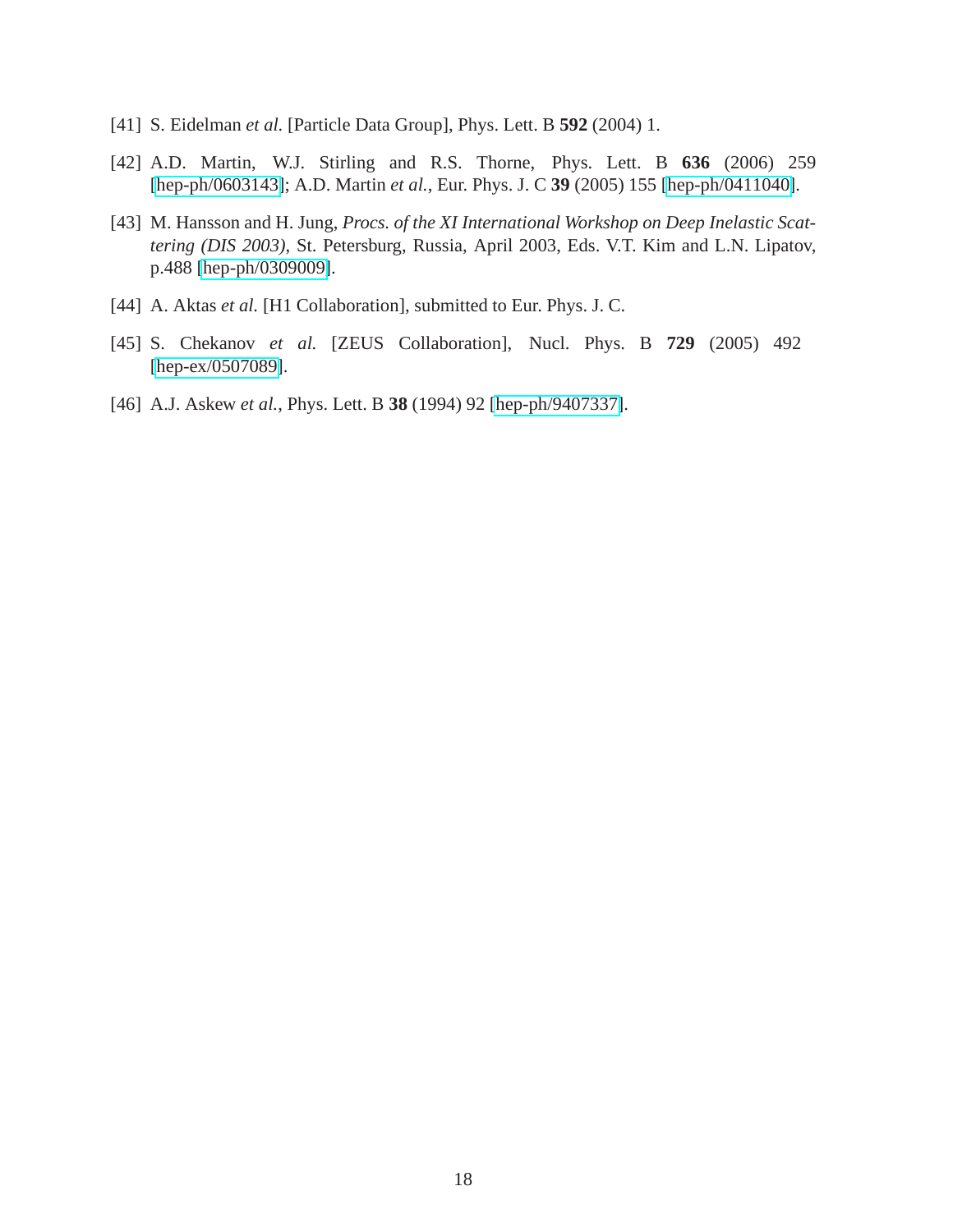[41] S. Eidelman *et al.* [Particle Data Group], Phys. Lett. B **592** (2004) 1.

[42] A.D. Martin, W.J. Stirling and R.S. Thorne, Phys. Lett. B **636** (2006) 259 [hep-ph/0603143]; A.D. Martin *et al.*, Eur. Phys. J. C **39** (2005) 155 [hep-ph/0411040].

[43] M. Hansson and H. Jung, *Procs. of the XI International Workshop on Deep Inelastic Scattering (DIS 2003)*, St. Petersburg, Russia, April 2003, Eds. V.T. Kim and L.N. Lipatov, p.488 [hep-ph/0309009].

[44] A. Aktas *et al.* [H1 Collaboration], submitted to Eur. Phys. J. C.

[45] S. Chekanov *et al.* [ZEUS Collaboration], Nucl. Phys. B **729** (2005) 492 [hep-ex/0507089].

[46] A.J. Askew *et al.*, Phys. Lett. B **38** (1994) 92 [hep-ph/9407337].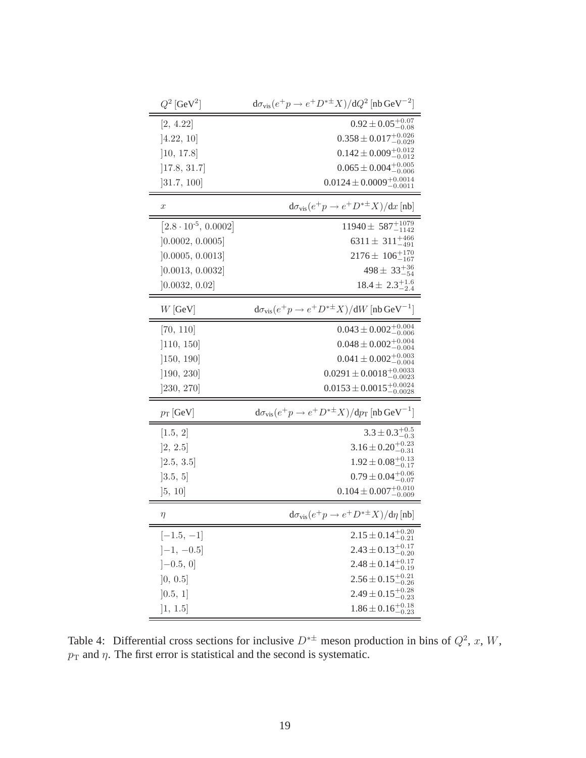| $Q^2$ [GeV$^2$] | $\mathrm{d}\sigma_{\mathrm{vis}}(e^+p \to e^+D^{*\pm}X)/\mathrm{d}Q^2$ [nb GeV$^{-2}$] |
|---|---|
| $[2,\, 4.22]$ | $0.92 \pm 0.05^{+0.07}_{-0.08}$ |
| $]4.22,\, 10]$ | $0.358 \pm 0.017^{+0.026}_{-0.029}$ |
| $]10,\, 17.8]$ | $0.142 \pm 0.009^{+0.012}_{-0.012}$ |
| $]17.8,\, 31.7]$ | $0.065 \pm 0.004^{+0.005}_{-0.006}$ |
| $]31.7,\, 100]$ | $0.0124 \pm 0.0009^{+0.0014}_{-0.0011}$ |
| $x$ | $\mathrm{d}\sigma_{\mathrm{vis}}(e^+p \to e^+D^{*\pm}X)/\mathrm{d}x$ [nb] |
| $[2.8 \cdot 10^{-5},\, 0.0002]$ | $11940 \pm 587^{+1079}_{-1142}$ |
| $]0.0002,\, 0.0005]$ | $6311 \pm 311^{+466}_{-491}$ |
| $]0.0005,\, 0.0013]$ | $2176 \pm 106^{+170}_{-167}$ |
| $]0.0013,\, 0.0032]$ | $498 \pm 33^{+36}_{-54}$ |
| $]0.0032,\, 0.02]$ | $18.4 \pm 2.3^{+1.6}_{-2.4}$ |
| $W$ [GeV] | $\mathrm{d}\sigma_{\mathrm{vis}}(e^+p \to e^+D^{*\pm}X)/\mathrm{d}W$ [nb GeV$^{-1}$] |
| $[70,\, 110]$ | $0.043 \pm 0.002^{+0.004}_{-0.006}$ |
| $]110,\, 150]$ | $0.048 \pm 0.002^{+0.004}_{-0.004}$ |
| $]150,\, 190]$ | $0.041 \pm 0.002^{+0.003}_{-0.004}$ |
| $]190,\, 230]$ | $0.0291 \pm 0.0018^{+0.0033}_{-0.0023}$ |
| $]230,\, 270]$ | $0.0153 \pm 0.0015^{+0.0024}_{-0.0028}$ |
| $p_{\mathrm{T}}$ [GeV] | $\mathrm{d}\sigma_{\mathrm{vis}}(e^+p \to e^+D^{*\pm}X)/\mathrm{d}p_{\mathrm{T}}$ [nb GeV$^{-1}$] |
| $[1.5,\, 2]$ | $3.3 \pm 0.3^{+0.5}_{-0.3}$ |
| $]2,\, 2.5]$ | $3.16 \pm 0.20^{+0.23}_{-0.31}$ |
| $]2.5,\, 3.5]$ | $1.92 \pm 0.08^{+0.13}_{-0.17}$ |
| $]3.5,\, 5]$ | $0.79 \pm 0.04^{+0.06}_{-0.07}$ |
| $]5,\, 10]$ | $0.104 \pm 0.007^{+0.010}_{-0.009}$ |
| $\eta$ | $\mathrm{d}\sigma_{\mathrm{vis}}(e^+p \to e^+D^{*\pm}X)/\mathrm{d}\eta$ [nb] |
| $[-1.5,\, -1]$ | $2.15 \pm 0.14^{+0.20}_{-0.21}$ |
| $]-1,\, -0.5]$ | $2.43 \pm 0.13^{+0.17}_{-0.20}$ |
| $]-0.5,\, 0]$ | $2.48 \pm 0.14^{+0.17}_{-0.19}$ |
| $]0,\, 0.5]$ | $2.56 \pm 0.15^{+0.21}_{-0.26}$ |
| $]0.5,\, 1]$ | $2.49 \pm 0.15^{+0.28}_{-0.23}$ |
| $]1,\, 1.5]$ | $1.86 \pm 0.16^{+0.18}_{-0.23}$ |

Table 4: Differential cross sections for inclusive $D^{*\pm}$ meson production in bins of $Q^2$, $x$, $W$, $p_{\mathrm{T}}$ and $\eta$. The first error is statistical and the second is systematic.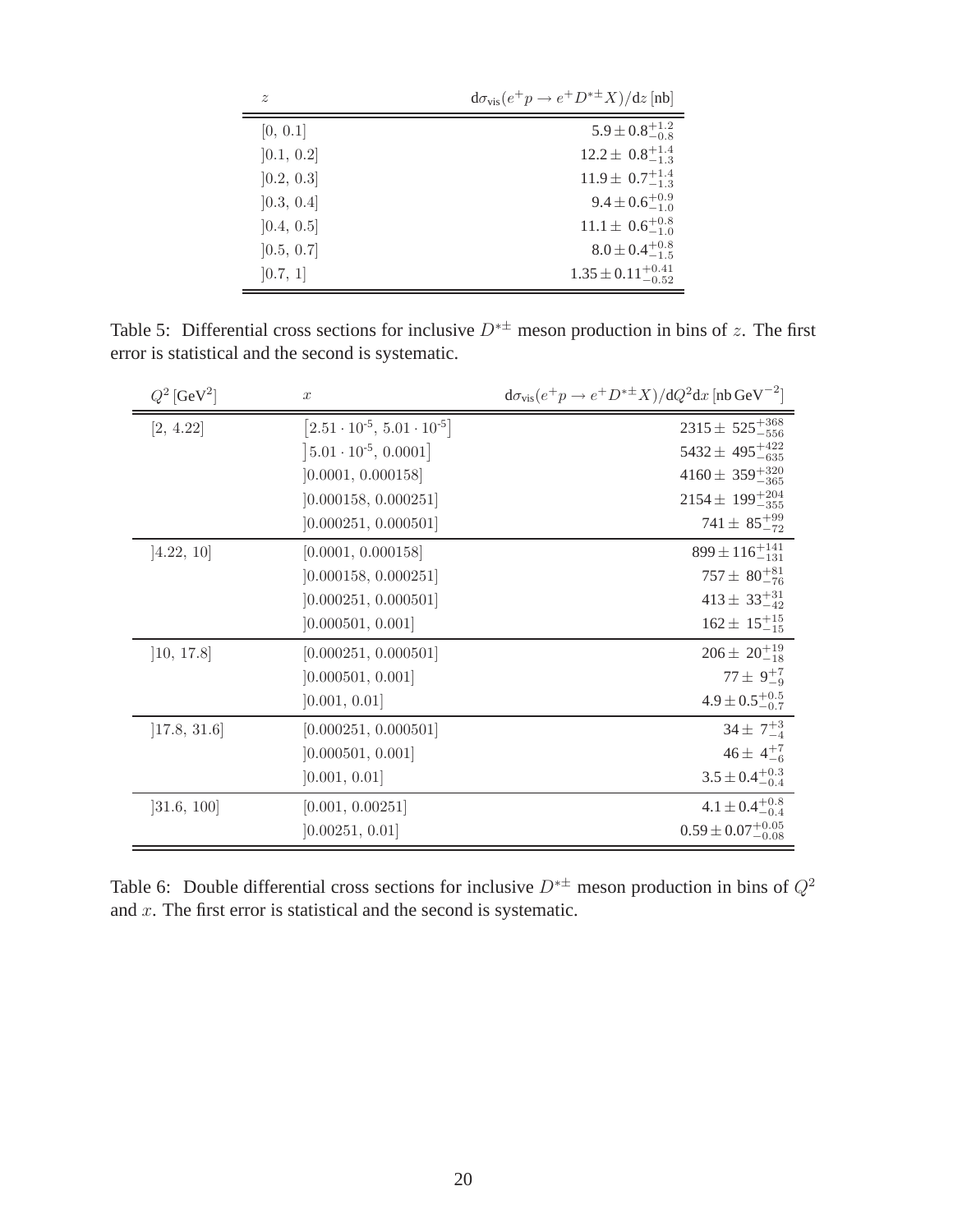| $z$ | $\mathrm{d}\sigma_{\mathrm{vis}}(e^+p \to e^+D^{*\pm}X)/\mathrm{d}z$ [nb] |
|---|---|
| $[0,\ 0.1]$ | $5.9 \pm 0.8^{+1.2}_{-0.8}$ |
| $]0.1,\ 0.2]$ | $12.2 \pm\ 0.8^{+1.4}_{-1.3}$ |
| $]0.2,\ 0.3]$ | $11.9 \pm\ 0.7^{+1.4}_{-1.3}$ |
| $]0.3,\ 0.4]$ | $9.4 \pm 0.6^{+0.9}_{-1.0}$ |
| $]0.4,\ 0.5]$ | $11.1 \pm\ 0.6^{+0.8}_{-1.0}$ |
| $]0.5,\ 0.7]$ | $8.0 \pm 0.4^{+0.8}_{-1.5}$ |
| $]0.7,\ 1]$ | $1.35 \pm 0.11^{+0.41}_{-0.52}$ |

Table 5: Differential cross sections for inclusive $D^{*\pm}$ meson production in bins of $z$. The first error is statistical and the second is systematic.

| $Q^2$ [GeV$^2$] | $x$ | $\mathrm{d}\sigma_{\mathrm{vis}}(e^+p \to e^+D^{*\pm}X)/\mathrm{d}Q^2\mathrm{d}x$ [nb GeV$^{-2}$] |
|---|---|---|
| $[2,\ 4.22]$ | $\left[2.51 \cdot 10^{-5},\ 5.01 \cdot 10^{-5}\right]$ | $2315 \pm\ 525^{+368}_{-556}$ |
| | $\left]5.01 \cdot 10^{-5},\ 0.0001\right]$ | $5432 \pm\ 495^{+422}_{-635}$ |
| | $]0.0001,\ 0.000158]$ | $4160 \pm\ 359^{+320}_{-365}$ |
| | $]0.000158,\ 0.000251]$ | $2154 \pm\ 199^{+204}_{-355}$ |
| | $]0.000251,\ 0.000501]$ | $741 \pm\ 85^{+99}_{-72}$ |
| $]4.22,\ 10]$ | $[0.0001,\ 0.000158]$ | $899 \pm 116^{+141}_{-131}$ |
| | $]0.000158,\ 0.000251]$ | $757 \pm\ 80^{+81}_{-76}$ |
| | $]0.000251,\ 0.000501]$ | $413 \pm\ 33^{+31}_{-42}$ |
| | $]0.000501,\ 0.001]$ | $162 \pm\ 15^{+15}_{-15}$ |
| $]10,\ 17.8]$ | $[0.000251,\ 0.000501]$ | $206 \pm\ 20^{+19}_{-18}$ |
| | $]0.000501,\ 0.001]$ | $77 \pm\ 9^{+7}_{-9}$ |
| | $]0.001,\ 0.01]$ | $4.9 \pm 0.5^{+0.5}_{-0.7}$ |
| $]17.8,\ 31.6]$ | $[0.000251,\ 0.000501]$ | $34 \pm\ 7^{+3}_{-4}$ |
| | $]0.000501,\ 0.001]$ | $46 \pm\ 4^{+7}_{-6}$ |
| | $]0.001,\ 0.01]$ | $3.5 \pm 0.4^{+0.3}_{-0.4}$ |
| $]31.6,\ 100]$ | $[0.001,\ 0.00251]$ | $4.1 \pm 0.4^{+0.8}_{-0.4}$ |
| | $]0.00251,\ 0.01]$ | $0.59 \pm 0.07^{+0.05}_{-0.08}$ |

Table 6: Double differential cross sections for inclusive $D^{*\pm}$ meson production in bins of $Q^2$ and $x$. The first error is statistical and the second is systematic.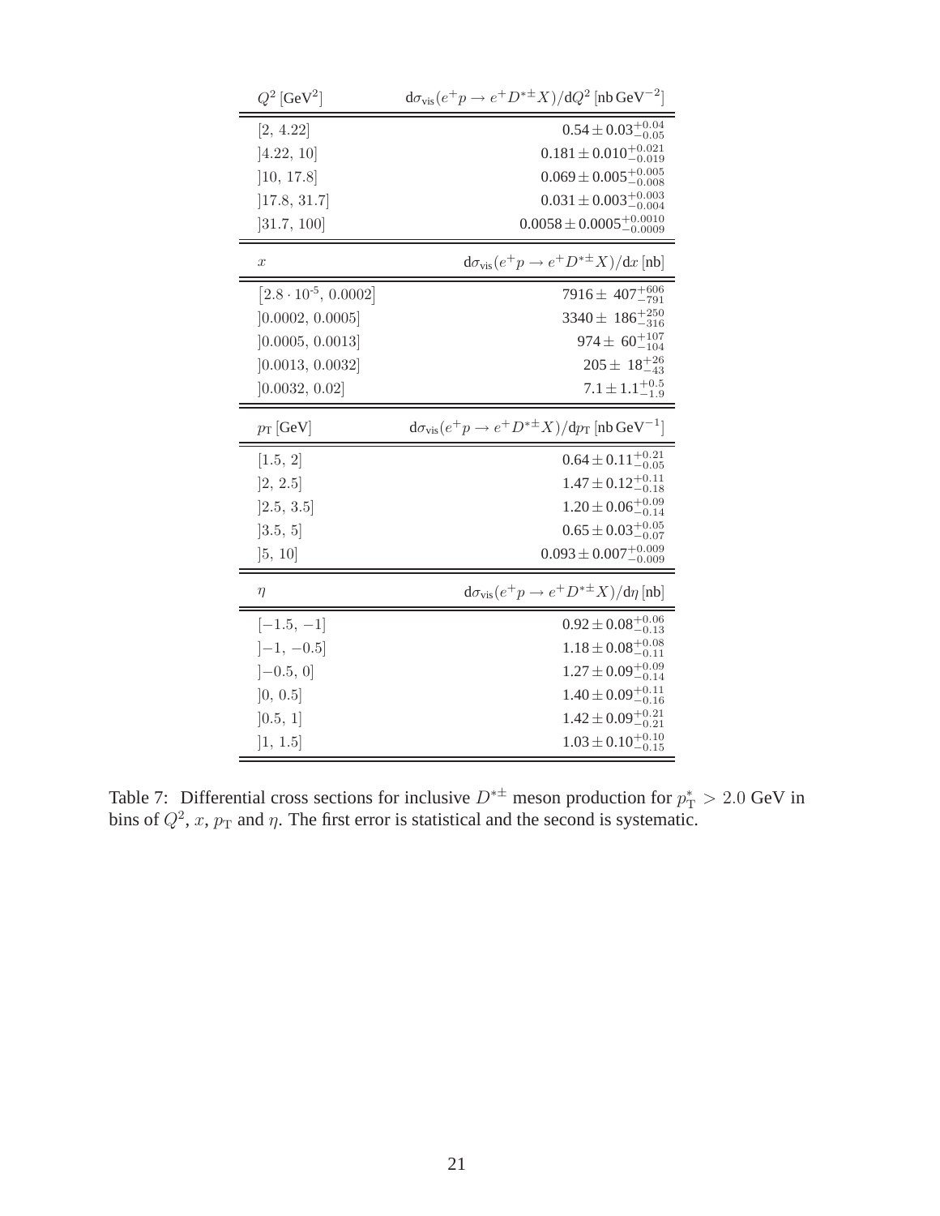| $Q^2$ [GeV$^2$] | $\mathrm{d}\sigma_{\mathrm{vis}}(e^+p \to e^+D^{*\pm}X)/\mathrm{d}Q^2$ [nb GeV$^{-2}$] |
|---|---|
| $[2,\ 4.22]$ | $0.54 \pm 0.03^{+0.04}_{-0.05}$ |
| $]4.22,\ 10]$ | $0.181 \pm 0.010^{+0.021}_{-0.019}$ |
| $]10,\ 17.8]$ | $0.069 \pm 0.005^{+0.005}_{-0.008}$ |
| $]17.8,\ 31.7]$ | $0.031 \pm 0.003^{+0.003}_{-0.004}$ |
| $]31.7,\ 100]$ | $0.0058 \pm 0.0005^{+0.0010}_{-0.0009}$ |

| $x$ | $\mathrm{d}\sigma_{\mathrm{vis}}(e^+p \to e^+D^{*\pm}X)/\mathrm{d}x$ [nb] |
|---|---|
| $[2.8 \cdot 10^{-5},\ 0.0002]$ | $7916 \pm 407^{+606}_{-791}$ |
| $]0.0002,\ 0.0005]$ | $3340 \pm 186^{+250}_{-316}$ |
| $]0.0005,\ 0.0013]$ | $974 \pm 60^{+107}_{-104}$ |
| $]0.0013,\ 0.0032]$ | $205 \pm 18^{+26}_{-43}$ |
| $]0.0032,\ 0.02]$ | $7.1 \pm 1.1^{+0.5}_{-1.9}$ |

| $p_{\mathrm{T}}$ [GeV] | $\mathrm{d}\sigma_{\mathrm{vis}}(e^+p \to e^+D^{*\pm}X)/\mathrm{d}p_{\mathrm{T}}$ [nb GeV$^{-1}$] |
|---|---|
| $[1.5,\ 2]$ | $0.64 \pm 0.11^{+0.21}_{-0.05}$ |
| $]2,\ 2.5]$ | $1.47 \pm 0.12^{+0.11}_{-0.18}$ |
| $]2.5,\ 3.5]$ | $1.20 \pm 0.06^{+0.09}_{-0.14}$ |
| $]3.5,\ 5]$ | $0.65 \pm 0.03^{+0.05}_{-0.07}$ |
| $]5,\ 10]$ | $0.093 \pm 0.007^{+0.009}_{-0.009}$ |

| $\eta$ | $\mathrm{d}\sigma_{\mathrm{vis}}(e^+p \to e^+D^{*\pm}X)/\mathrm{d}\eta$ [nb] |
|---|---|
| $[-1.5,\ -1]$ | $0.92 \pm 0.08^{+0.06}_{-0.13}$ |
| $]-1,\ -0.5]$ | $1.18 \pm 0.08^{+0.08}_{-0.11}$ |
| $]-0.5,\ 0]$ | $1.27 \pm 0.09^{+0.09}_{-0.14}$ |
| $]0,\ 0.5]$ | $1.40 \pm 0.09^{+0.11}_{-0.16}$ |
| $]0.5,\ 1]$ | $1.42 \pm 0.09^{+0.21}_{-0.21}$ |
| $]1,\ 1.5]$ | $1.03 \pm 0.10^{+0.10}_{-0.15}$ |

Table 7: Differential cross sections for inclusive $D^{*\pm}$ meson production for $p^*_{\mathrm{T}} > 2.0$ GeV in bins of $Q^2$, $x$, $p_{\mathrm{T}}$ and $\eta$. The first error is statistical and the second is systematic.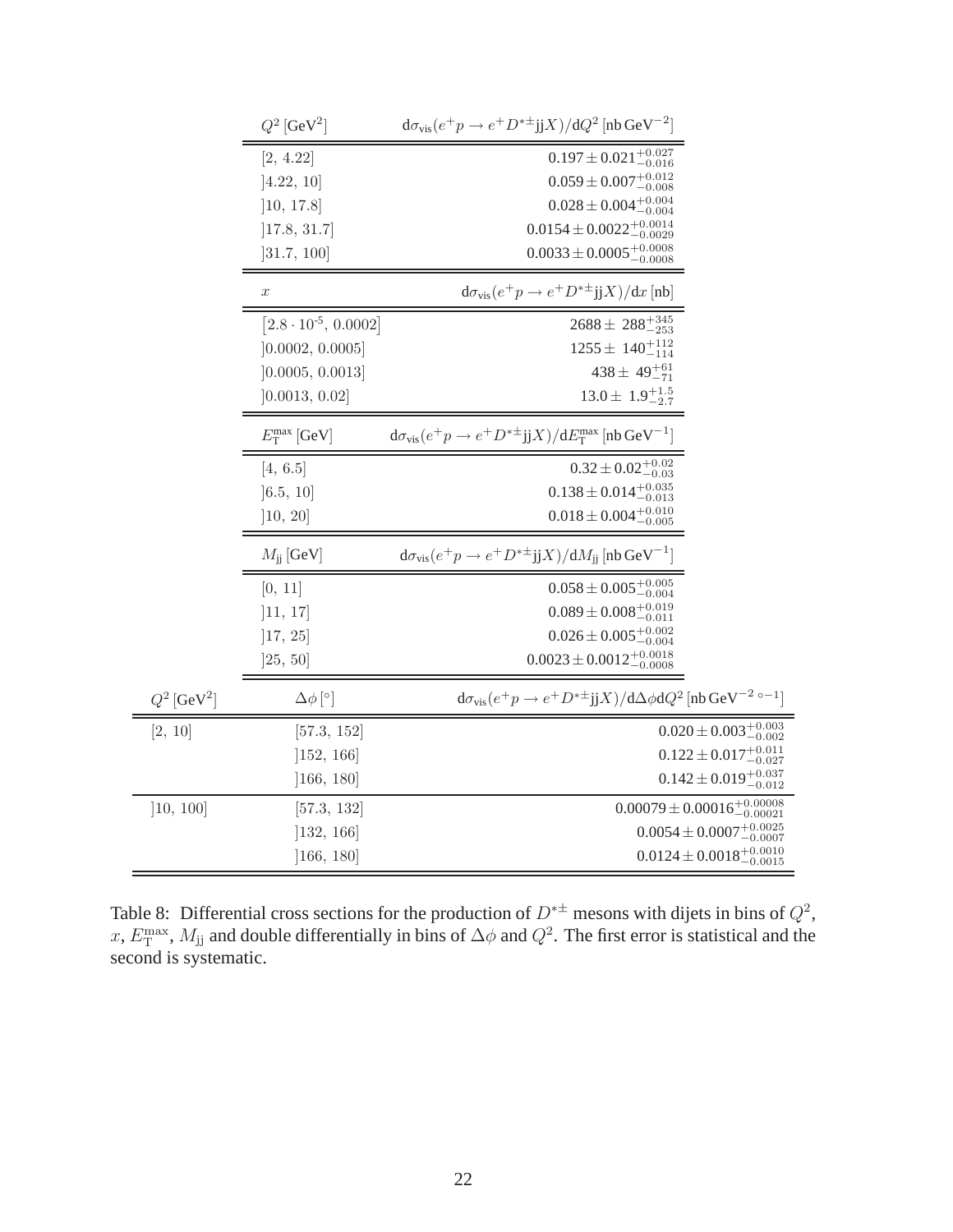| $Q^2$ [GeV$^2$] | $\mathrm{d}\sigma_{\mathrm{vis}}(e^+p \to e^+D^{*\pm}\mathrm{jj}X)/\mathrm{d}Q^2$ [nb GeV$^{-2}$] |
|---|---|
| $[2,\ 4.22]$ | $0.197 \pm 0.021^{+0.027}_{-0.016}$ |
| $]4.22,\ 10]$ | $0.059 \pm 0.007^{+0.012}_{-0.008}$ |
| $]10,\ 17.8]$ | $0.028 \pm 0.004^{+0.004}_{-0.004}$ |
| $]17.8,\ 31.7]$ | $0.0154 \pm 0.0022^{+0.0014}_{-0.0029}$ |
| $]31.7,\ 100]$ | $0.0033 \pm 0.0005^{+0.0008}_{-0.0008}$ |

| $x$ | $\mathrm{d}\sigma_{\mathrm{vis}}(e^+p \to e^+D^{*\pm}\mathrm{jj}X)/\mathrm{d}x$ [nb] |
|---|---|
| $[2.8 \cdot 10^{-5},\ 0.0002]$ | $2688 \pm 288^{+345}_{-253}$ |
| $]0.0002,\ 0.0005]$ | $1255 \pm 140^{+112}_{-114}$ |
| $]0.0005,\ 0.0013]$ | $438 \pm 49^{+61}_{-71}$ |
| $]0.0013,\ 0.02]$ | $13.0 \pm 1.9^{+1.5}_{-2.7}$ |

| $E_{\mathrm{T}}^{\mathrm{max}}$ [GeV] | $\mathrm{d}\sigma_{\mathrm{vis}}(e^+p \to e^+D^{*\pm}\mathrm{jj}X)/\mathrm{d}E_{\mathrm{T}}^{\mathrm{max}}$ [nb GeV$^{-1}$] |
|---|---|
| $[4,\ 6.5]$ | $0.32 \pm 0.02^{+0.02}_{-0.03}$ |
| $]6.5,\ 10]$ | $0.138 \pm 0.014^{+0.035}_{-0.013}$ |
| $]10,\ 20]$ | $0.018 \pm 0.004^{+0.010}_{-0.005}$ |

| $M_{\mathrm{jj}}$ [GeV] | $\mathrm{d}\sigma_{\mathrm{vis}}(e^+p \to e^+D^{*\pm}\mathrm{jj}X)/\mathrm{d}M_{\mathrm{jj}}$ [nb GeV$^{-1}$] |
|---|---|
| $[0,\ 11]$ | $0.058 \pm 0.005^{+0.005}_{-0.004}$ |
| $]11,\ 17]$ | $0.089 \pm 0.008^{+0.019}_{-0.011}$ |
| $]17,\ 25]$ | $0.026 \pm 0.005^{+0.002}_{-0.004}$ |
| $]25,\ 50]$ | $0.0023 \pm 0.0012^{+0.0018}_{-0.0008}$ |

| $Q^2$ [GeV$^2$] | $\Delta\phi$ [$^\circ$] | $\mathrm{d}\sigma_{\mathrm{vis}}(e^+p \to e^+D^{*\pm}\mathrm{jj}X)/\mathrm{d}\Delta\phi\mathrm{d}Q^2$ [nb GeV$^{-2}$ $^{\circ -1}$] |
|---|---|---|
| $[2,\ 10]$ | $[57.3,\ 152]$ | $0.020 \pm 0.003^{+0.003}_{-0.002}$ |
| | $]152,\ 166]$ | $0.122 \pm 0.017^{+0.011}_{-0.027}$ |
| | $]166,\ 180]$ | $0.142 \pm 0.019^{+0.037}_{-0.012}$ |
| $]10,\ 100]$ | $[57.3,\ 132]$ | $0.00079 \pm 0.00016^{+0.00008}_{-0.00021}$ |
| | $]132,\ 166]$ | $0.0054 \pm 0.0007^{+0.0025}_{-0.0007}$ |
| | $]166,\ 180]$ | $0.0124 \pm 0.0018^{+0.0010}_{-0.0015}$ |

Table 8: Differential cross sections for the production of $D^{*\pm}$ mesons with dijets in bins of $Q^2$, $x$, $E_{\mathrm{T}}^{\mathrm{max}}$, $M_{\mathrm{jj}}$ and double differentially in bins of $\Delta\phi$ and $Q^2$. The first error is statistical and the second is systematic.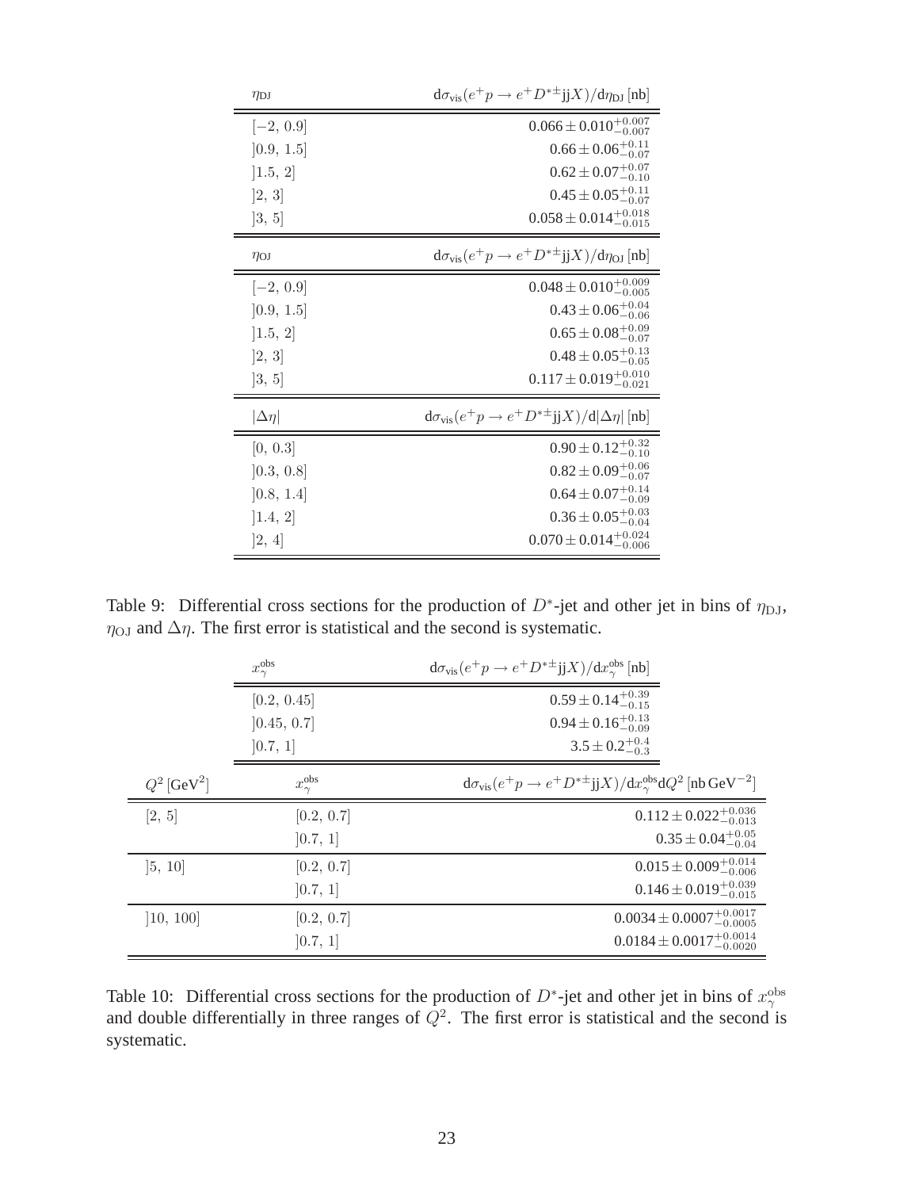| $\eta_{\rm DJ}$ | $d\sigma_{\rm vis}(e^+p \to e^+D^{*\pm}{\rm jj}X)/d\eta_{\rm DJ}$ [nb] |
|---|---|
| $[-2,\, 0.9]$ | $0.066 \pm 0.010^{+0.007}_{-0.007}$ |
| $]0.9,\, 1.5]$ | $0.66 \pm 0.06^{+0.11}_{-0.07}$ |
| $]1.5,\, 2]$ | $0.62 \pm 0.07^{+0.07}_{-0.10}$ |
| $]2,\, 3]$ | $0.45 \pm 0.05^{+0.11}_{-0.07}$ |
| $]3,\, 5]$ | $0.058 \pm 0.014^{+0.018}_{-0.015}$ |
| $\eta_{\rm OJ}$ | $d\sigma_{\rm vis}(e^+p \to e^+D^{*\pm}{\rm jj}X)/d\eta_{\rm OJ}$ [nb] |
| $[-2,\, 0.9]$ | $0.048 \pm 0.010^{+0.009}_{-0.005}$ |
| $]0.9,\, 1.5]$ | $0.43 \pm 0.06^{+0.04}_{-0.06}$ |
| $]1.5,\, 2]$ | $0.65 \pm 0.08^{+0.09}_{-0.07}$ |
| $]2,\, 3]$ | $0.48 \pm 0.05^{+0.13}_{-0.05}$ |
| $]3,\, 5]$ | $0.117 \pm 0.019^{+0.010}_{-0.021}$ |
| $\lvert\Delta\eta\rvert$ | $d\sigma_{\rm vis}(e^+p \to e^+D^{*\pm}{\rm jj}X)/d\lvert\Delta\eta\rvert$ [nb] |
| $[0,\, 0.3]$ | $0.90 \pm 0.12^{+0.32}_{-0.10}$ |
| $]0.3,\, 0.8]$ | $0.82 \pm 0.09^{+0.06}_{-0.07}$ |
| $]0.8,\, 1.4]$ | $0.64 \pm 0.07^{+0.14}_{-0.09}$ |
| $]1.4,\, 2]$ | $0.36 \pm 0.05^{+0.03}_{-0.04}$ |
| $]2,\, 4]$ | $0.070 \pm 0.014^{+0.024}_{-0.006}$ |

Table 9: Differential cross sections for the production of $D^*$-jet and other jet in bins of $\eta_{\rm DJ}$, $\eta_{\rm OJ}$ and $\Delta\eta$. The first error is statistical and the second is systematic.

| $x_\gamma^{\rm obs}$ | $d\sigma_{\rm vis}(e^+p \to e^+D^{*\pm}{\rm jj}X)/dx_\gamma^{\rm obs}$ [nb] |
|---|---|
| $[0.2,\, 0.45]$ | $0.59 \pm 0.14^{+0.39}_{-0.15}$ |
| $]0.45,\, 0.7]$ | $0.94 \pm 0.16^{+0.13}_{-0.09}$ |
| $]0.7,\, 1]$ | $3.5 \pm 0.2^{+0.4}_{-0.3}$ |

| $Q^2$ [GeV$^2$] | $x_\gamma^{\rm obs}$ | $d\sigma_{\rm vis}(e^+p \to e^+D^{*\pm}{\rm jj}X)/dx_\gamma^{\rm obs}dQ^2$ [nb GeV$^{-2}$] |
|---|---|---|
| $[2,\, 5]$ | $[0.2,\, 0.7]$ | $0.112 \pm 0.022^{+0.036}_{-0.013}$ |
| | $]0.7,\, 1]$ | $0.35 \pm 0.04^{+0.05}_{-0.04}$ |
| $]5,\, 10]$ | $[0.2,\, 0.7]$ | $0.015 \pm 0.009^{+0.014}_{-0.006}$ |
| | $]0.7,\, 1]$ | $0.146 \pm 0.019^{+0.039}_{-0.015}$ |
| $]10,\, 100]$ | $[0.2,\, 0.7]$ | $0.0034 \pm 0.0007^{+0.0017}_{-0.0005}$ |
| | $]0.7,\, 1]$ | $0.0184 \pm 0.0017^{+0.0014}_{-0.0020}$ |

Table 10: Differential cross sections for the production of $D^*$-jet and other jet in bins of $x_\gamma^{\rm obs}$ and double differentially in three ranges of $Q^2$. The first error is statistical and the second is systematic.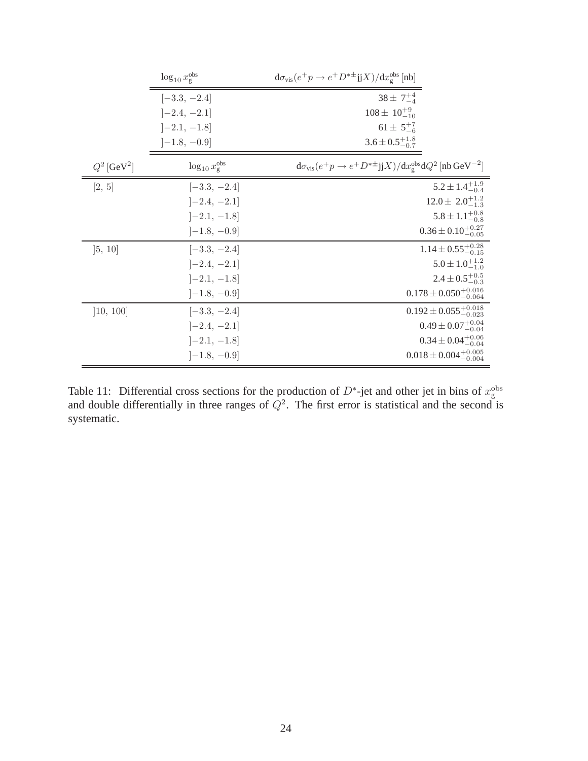| $\log_{10} x_g^{obs}$ | $d\sigma_{vis}(e^+p \to e^+D^{*\pm}jjX)/dx_g^{obs}$ [nb] |
|---|---|
| $[-3.3, -2.4]$ | $38 \pm 7^{+4}_{-4}$ |
| $]-2.4, -2.1]$ | $108 \pm 10^{+9}_{-10}$ |
| $]-2.1, -1.8]$ | $61 \pm 5^{+7}_{-6}$ |
| $]-1.8, -0.9]$ | $3.6 \pm 0.5^{+1.8}_{-0.7}$ |

| $Q^2$ [GeV$^2$] | $\log_{10} x_g^{obs}$ | $d\sigma_{vis}(e^+p \to e^+D^{*\pm}jjX)/dx_g^{obs}dQ^2$ [nb GeV$^{-2}$] |
|---|---|---|
| $[2, 5]$ | $[-3.3, -2.4]$ | $5.2 \pm 1.4^{+1.9}_{-0.4}$ |
| | $]-2.4, -2.1]$ | $12.0 \pm 2.0^{+1.2}_{-1.3}$ |
| | $]-2.1, -1.8]$ | $5.8 \pm 1.1^{+0.8}_{-0.8}$ |
| | $]-1.8, -0.9]$ | $0.36 \pm 0.10^{+0.27}_{-0.05}$ |
| $]5, 10]$ | $[-3.3, -2.4]$ | $1.14 \pm 0.55^{+0.28}_{-0.15}$ |
| | $]-2.4, -2.1]$ | $5.0 \pm 1.0^{+1.2}_{-1.0}$ |
| | $]-2.1, -1.8]$ | $2.4 \pm 0.5^{+0.5}_{-0.3}$ |
| | $]-1.8, -0.9]$ | $0.178 \pm 0.050^{+0.016}_{-0.064}$ |
| $]10, 100]$ | $[-3.3, -2.4]$ | $0.192 \pm 0.055^{+0.018}_{-0.023}$ |
| | $]-2.4, -2.1]$ | $0.49 \pm 0.07^{+0.04}_{-0.04}$ |
| | $]-2.1, -1.8]$ | $0.34 \pm 0.04^{+0.06}_{-0.04}$ |
| | $]-1.8, -0.9]$ | $0.018 \pm 0.004^{+0.005}_{-0.004}$ |

Table 11: Differential cross sections for the production of $D^*$-jet and other jet in bins of $x_g^{obs}$ and double differentially in three ranges of $Q^2$. The first error is statistical and the second is systematic.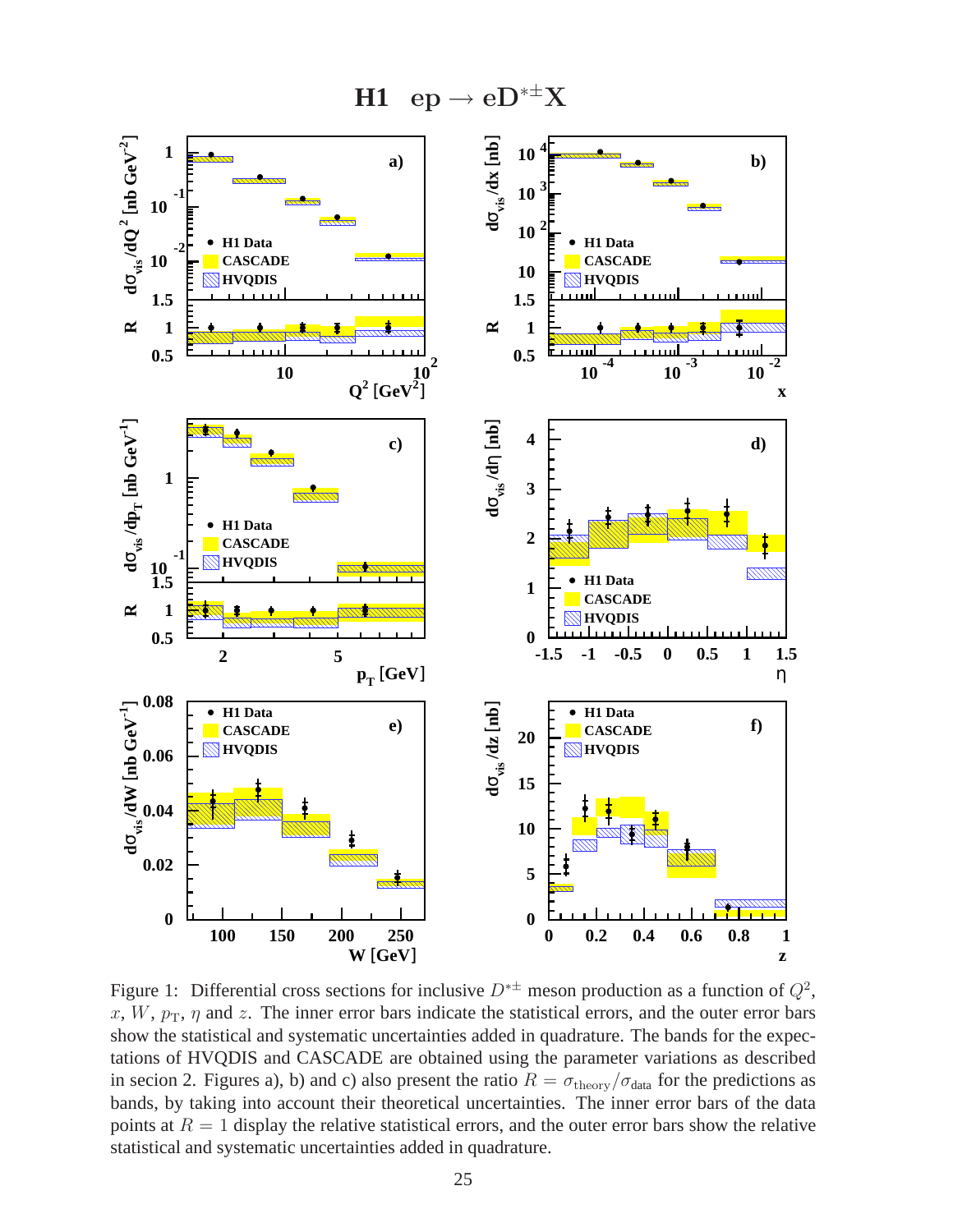Figure 1: Differential cross sections for inclusive $D^{*\pm}$ meson production as a function of $Q^2$, $x$, $W$, $p_{\mathrm{T}}$, $\eta$ and $z$. The inner error bars indicate the statistical errors, and the outer error bars show the statistical and systematic uncertainties added in quadrature. The bands for the expectations of HVQDIS and CASCADE are obtained using the parameter variations as described in secion 2. Figures a), b) and c) also present the ratio $R = \sigma_{\mathrm{theory}}/\sigma_{\mathrm{data}}$ for the predictions as bands, by taking into account their theoretical uncertainties. The inner error bars of the data points at $R = 1$ display the relative statistical errors, and the outer error bars show the relative statistical and systematic uncertainties added in quadrature.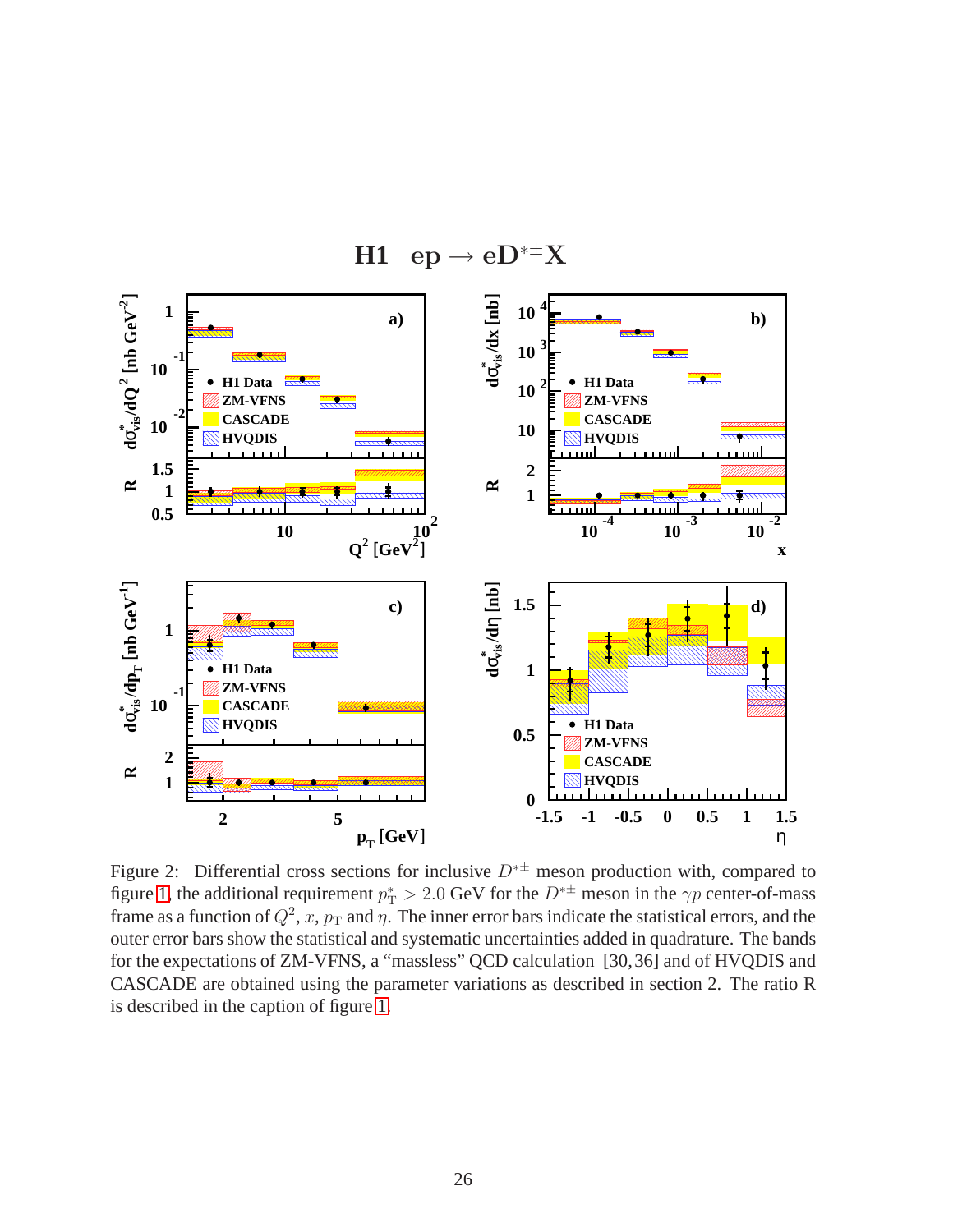Figure 2: Differential cross sections for inclusive $D^{*\pm}$ meson production with, compared to figure 1, the additional requirement $p_T^* > 2.0$ GeV for the $D^{*\pm}$ meson in the $\gamma p$ center-of-mass frame as a function of $Q^2$, $x$, $p_T$ and $\eta$. The inner error bars indicate the statistical errors, and the outer error bars show the statistical and systematic uncertainties added in quadrature. The bands for the expectations of ZM-VFNS, a "massless" QCD calculation [30,36] and of HVQDIS and CASCADE are obtained using the parameter variations as described in section 2. The ratio R is described in the caption of figure 1.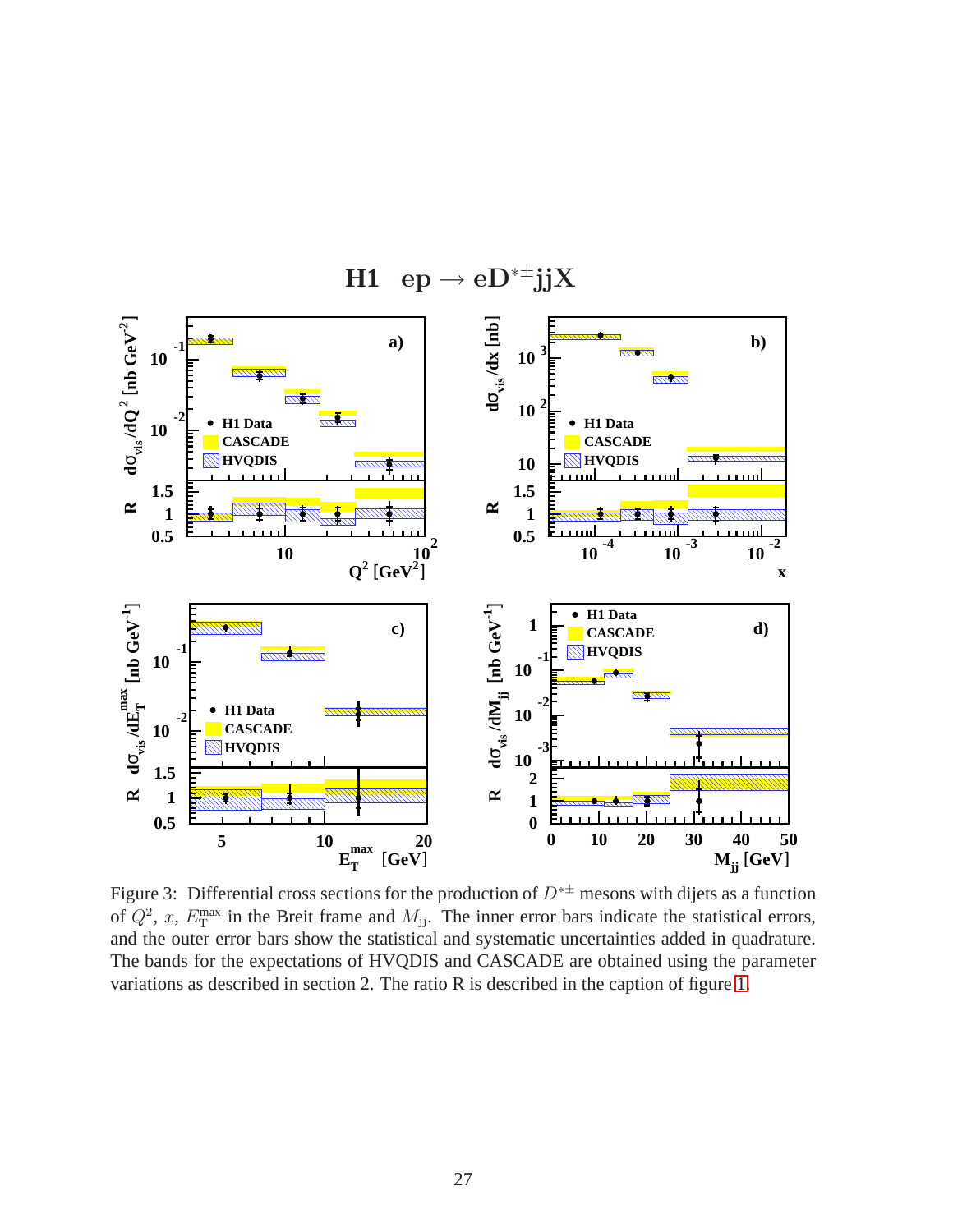Figure 3: Differential cross sections for the production of $D^{*\pm}$ mesons with dijets as a function of $Q^2$, $x$, $E_{\mathrm{T}}^{\mathrm{max}}$ in the Breit frame and $M_{\mathrm{jj}}$. The inner error bars indicate the statistical errors, and the outer error bars show the statistical and systematic uncertainties added in quadrature. The bands for the expectations of HVQDIS and CASCADE are obtained using the parameter variations as described in section 2. The ratio R is described in the caption of figure 1.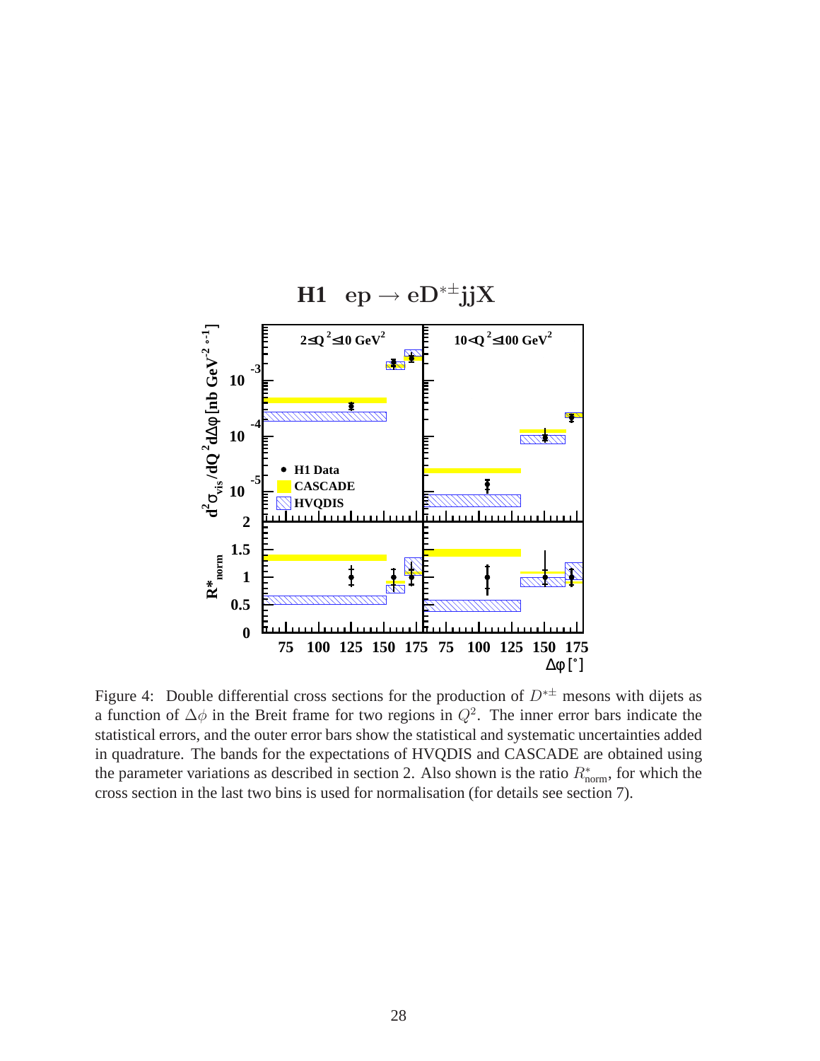Figure 4: Double differential cross sections for the production of $D^{*\pm}$ mesons with dijets as a function of $\Delta\phi$ in the Breit frame for two regions in $Q^2$. The inner error bars indicate the statistical errors, and the outer error bars show the statistical and systematic uncertainties added in quadrature. The bands for the expectations of HVQDIS and CASCADE are obtained using the parameter variations as described in section 2. Also shown is the ratio $R^*_{\text{norm}}$, for which the cross section in the last two bins is used for normalisation (for details see section 7).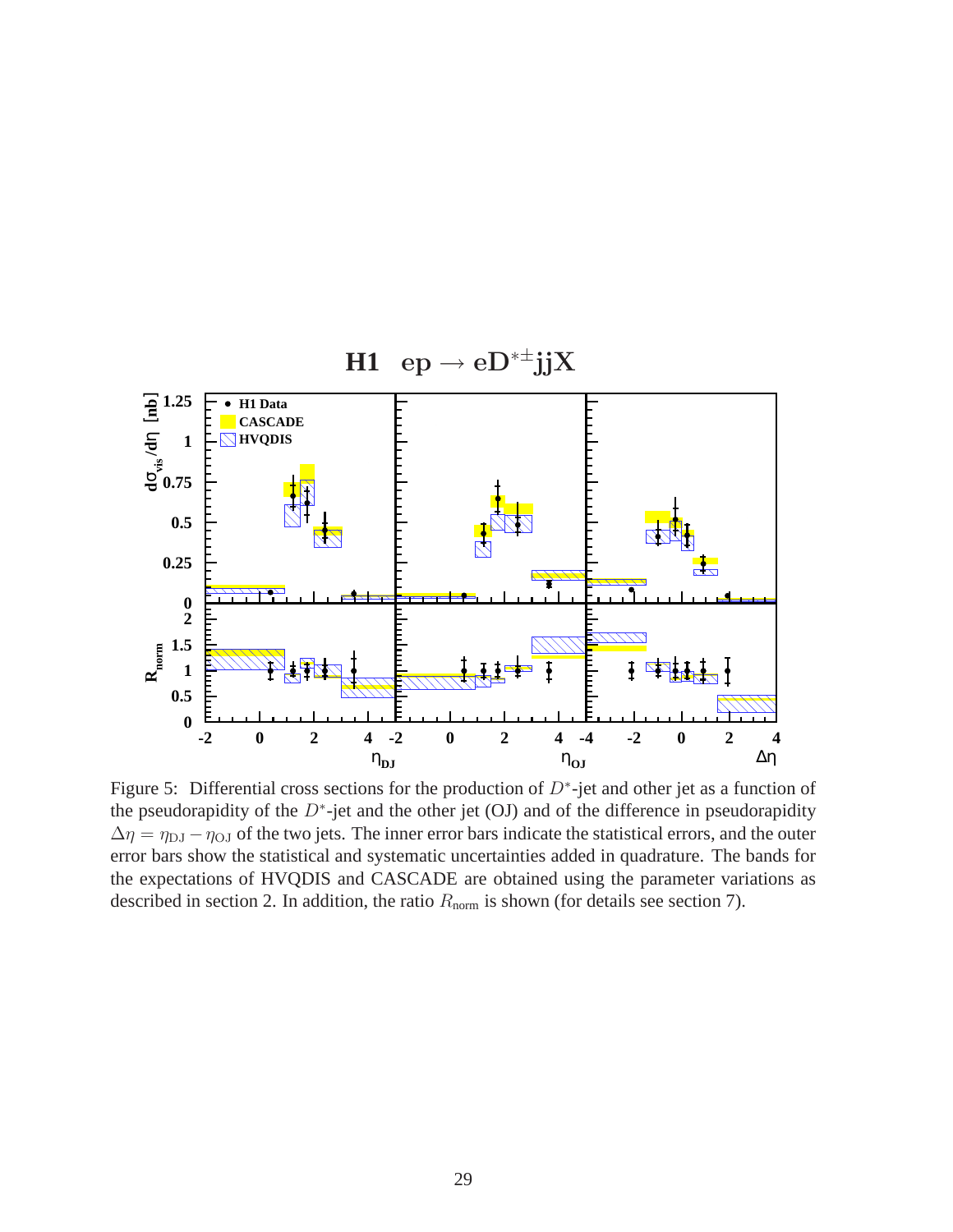Figure 5: Differential cross sections for the production of $D^*$-jet and other jet as a function of the pseudorapidity of the $D^*$-jet and the other jet (OJ) and of the difference in pseudorapidity $\Delta\eta = \eta_{\rm DJ} - \eta_{\rm OJ}$ of the two jets. The inner error bars indicate the statistical errors, and the outer error bars show the statistical and systematic uncertainties added in quadrature. The bands for the expectations of HVQDIS and CASCADE are obtained using the parameter variations as described in section 2. In addition, the ratio $R_{\rm norm}$ is shown (for details see section 7).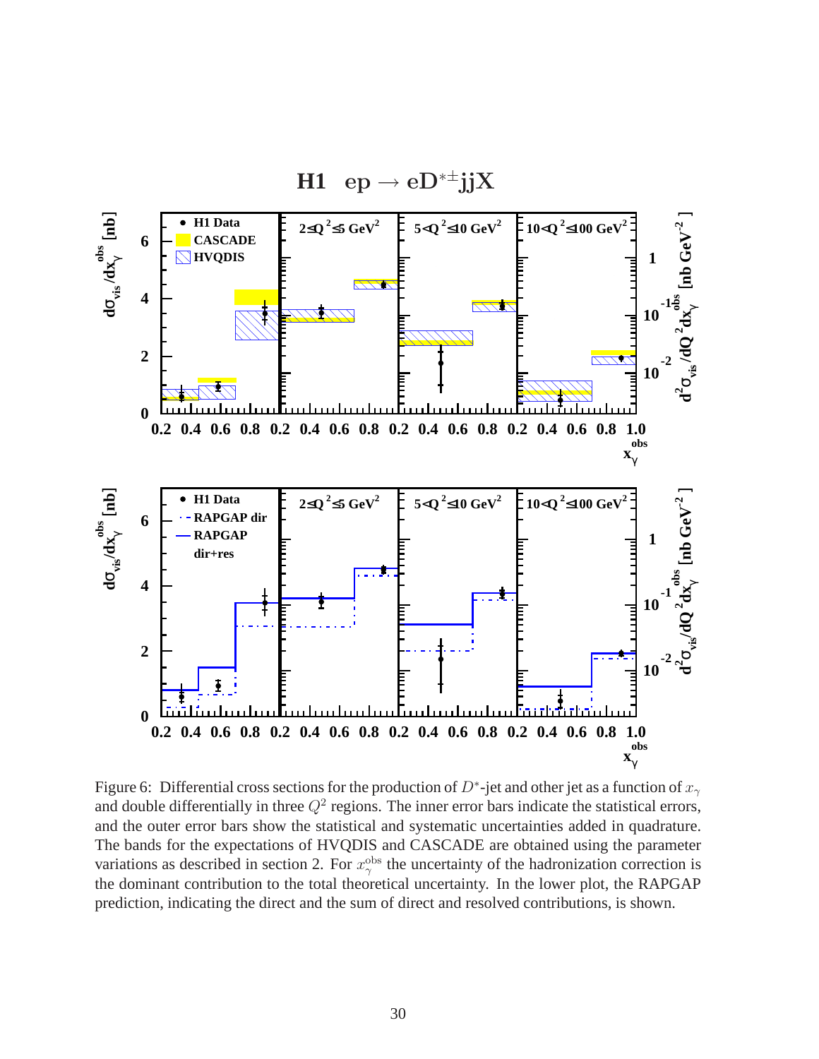Figure 6: Differential cross sections for the production of $D^*$-jet and other jet as a function of $x_\gamma$ and double differentially in three $Q^2$ regions. The inner error bars indicate the statistical errors, and the outer error bars show the statistical and systematic uncertainties added in quadrature. The bands for the expectations of HVQDIS and CASCADE are obtained using the parameter variations as described in section 2. For $x_\gamma^{\rm obs}$ the uncertainty of the hadronization correction is the dominant contribution to the total theoretical uncertainty. In the lower plot, the RAPGAP prediction, indicating the direct and the sum of direct and resolved contributions, is shown.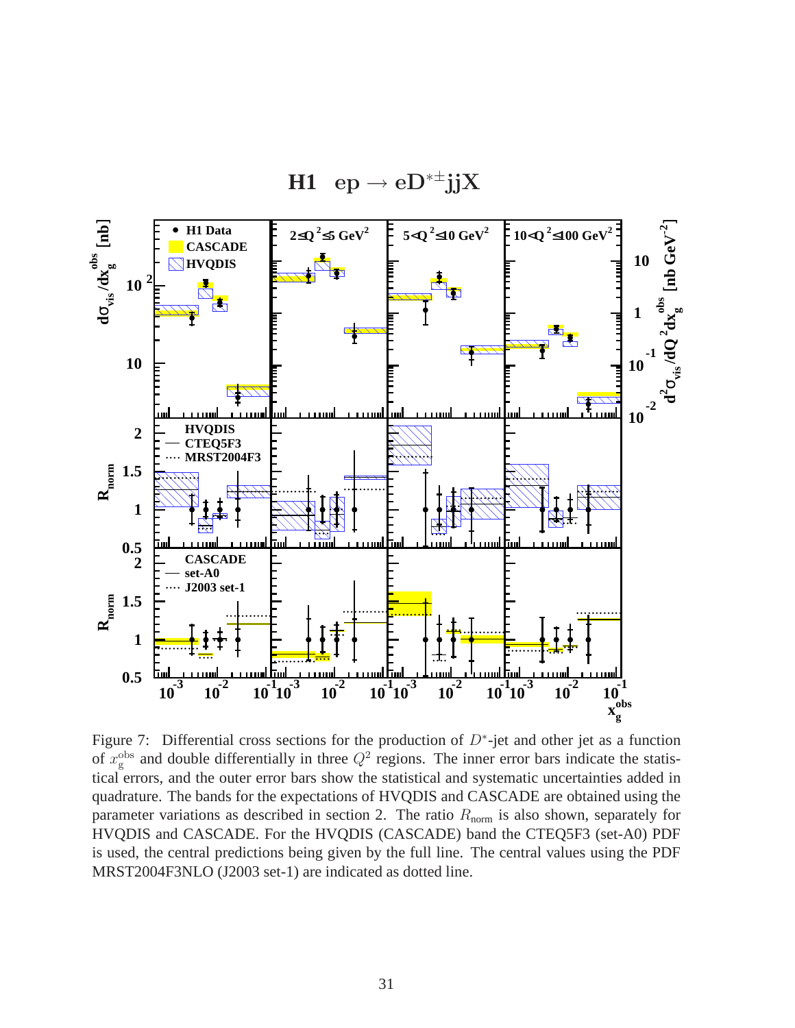H1 ep → eD*±jjX

H1 Data
CASCADE
HVQDIS

$2 \leq Q^2 \leq 5$ GeV$^2$

$5 < Q^2 \leq 10$ GeV$^2$

$10 < Q^2 \leq 100$ GeV$^2$

$d\sigma_{vis}/dx_g^{obs}$ [nb]

$d^2\sigma_{vis}/dQ^2 dx_g^{obs}$ [nb GeV$^{-2}$]

$10^2$

10

10

1

$10^{-1}$

$10^{-2}$

HVQDIS
CTEQ5F3
MRST2004F3

$R_{norm}$

2

1.5

1

0.5

CASCADE
set-A0
J2003 set-1

$R_{norm}$

2

1.5

1

0.5

$10^{-3}$ $10^{-2}$ $10^{-1}$ $10^{-3}$ $10^{-2}$ $10^{-1}$ $10^{-3}$ $10^{-2}$ $10^{-1}$ $10^{-3}$ $10^{-2}$ $10^{-1}$

$x_g^{obs}$

Figure 7: Differential cross sections for the production of $D^*$-jet and other jet as a function of $x_g^{obs}$ and double differentially in three $Q^2$ regions. The inner error bars indicate the statistical errors, and the outer error bars show the statistical and systematic uncertainties added in quadrature. The bands for the expectations of HVQDIS and CASCADE are obtained using the parameter variations as described in section 2. The ratio $R_{norm}$ is also shown, separately for HVQDIS and CASCADE. For the HVQDIS (CASCADE) band the CTEQ5F3 (set-A0) PDF is used, the central predictions being given by the full line. The central values using the PDF MRST2004F3NLO (J2003 set-1) are indicated as dotted line.